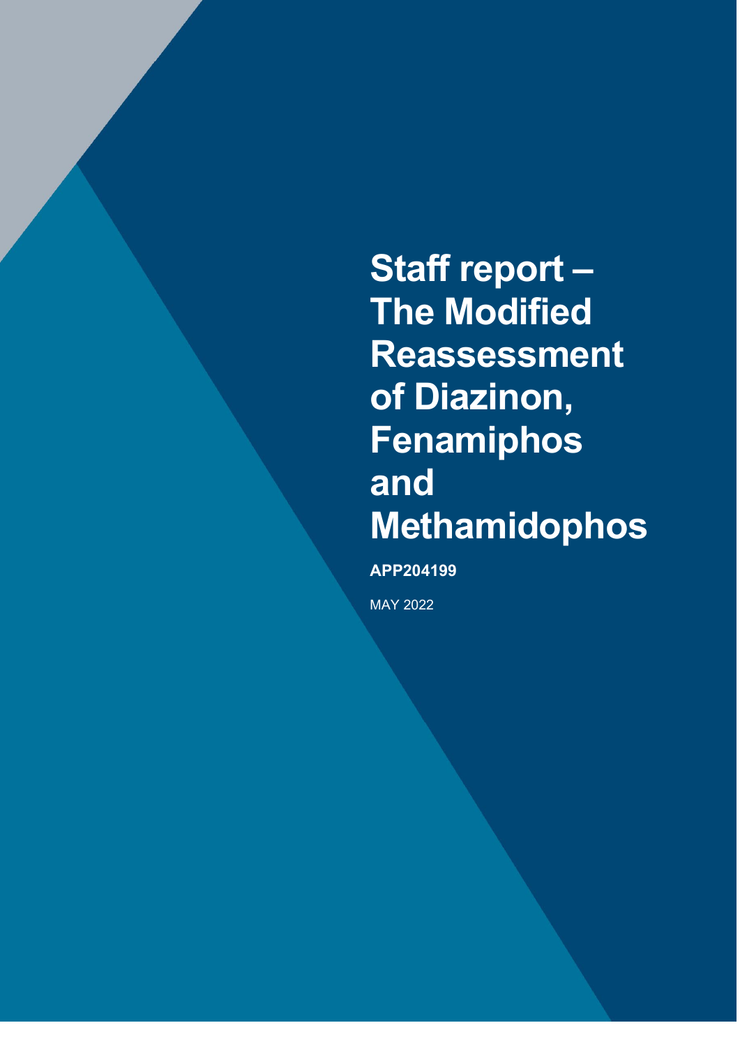# Staff report – The Modified Reassessment of Diazinon, Fenamiphos and Methamidophos

**APP204199**

MAY 2022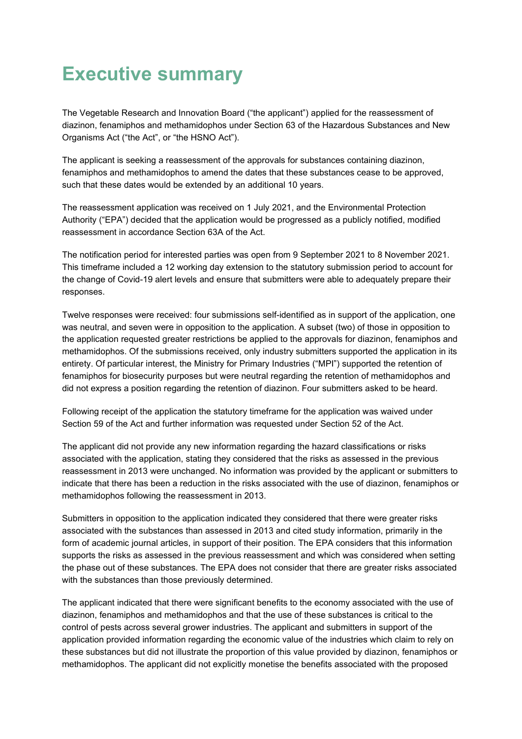# Executive summary

The Vegetable Research and Innovation Board ("the applicant") applied for the reassessment of diazinon, fenamiphos and methamidophos under Section 63 of the Hazardous Substances and New Organisms Act ("the Act", or "the HSNO Act").

The applicant is seeking a reassessment of the approvals for substances containing diazinon, fenamiphos and methamidophos to amend the dates that these substances cease to be approved, such that these dates would be extended by an additional 10 years.

The reassessment application was received on 1 July 2021, and the Environmental Protection Authority ("EPA") decided that the application would be progressed as a publicly notified, modified reassessment in accordance Section 63A of the Act.

The notification period for interested parties was open from 9 September 2021 to 8 November 2021. This timeframe included a 12 working day extension to the statutory submission period to account for the change of Covid-19 alert levels and ensure that submitters were able to adequately prepare their responses.

Twelve responses were received: four submissions self-identified as in support of the application, one was neutral, and seven were in opposition to the application. A subset (two) of those in opposition to the application requested greater restrictions be applied to the approvals for diazinon, fenamiphos and methamidophos. Of the submissions received, only industry submitters supported the application in its entirety. Of particular interest, the Ministry for Primary Industries ("MPI") supported the retention of fenamiphos for biosecurity purposes but were neutral regarding the retention of methamidophos and did not express a position regarding the retention of diazinon. Four submitters asked to be heard.

Following receipt of the application the statutory timeframe for the application was waived under Section 59 of the Act and further information was requested under Section 52 of the Act.

The applicant did not provide any new information regarding the hazard classifications or risks associated with the application, stating they considered that the risks as assessed in the previous reassessment in 2013 were unchanged. No information was provided by the applicant or submitters to indicate that there has been a reduction in the risks associated with the use of diazinon, fenamiphos or methamidophos following the reassessment in 2013.

Submitters in opposition to the application indicated they considered that there were greater risks associated with the substances than assessed in 2013 and cited study information, primarily in the form of academic journal articles, in support of their position. The EPA considers that this information supports the risks as assessed in the previous reassessment and which was considered when setting the phase out of these substances. The EPA does not consider that there are greater risks associated with the substances than those previously determined.

The applicant indicated that there were significant benefits to the economy associated with the use of diazinon, fenamiphos and methamidophos and that the use of these substances is critical to the control of pests across several grower industries. The applicant and submitters in support of the application provided information regarding the economic value of the industries which claim to rely on these substances but did not illustrate the proportion of this value provided by diazinon, fenamiphos or methamidophos. The applicant did not explicitly monetise the benefits associated with the proposed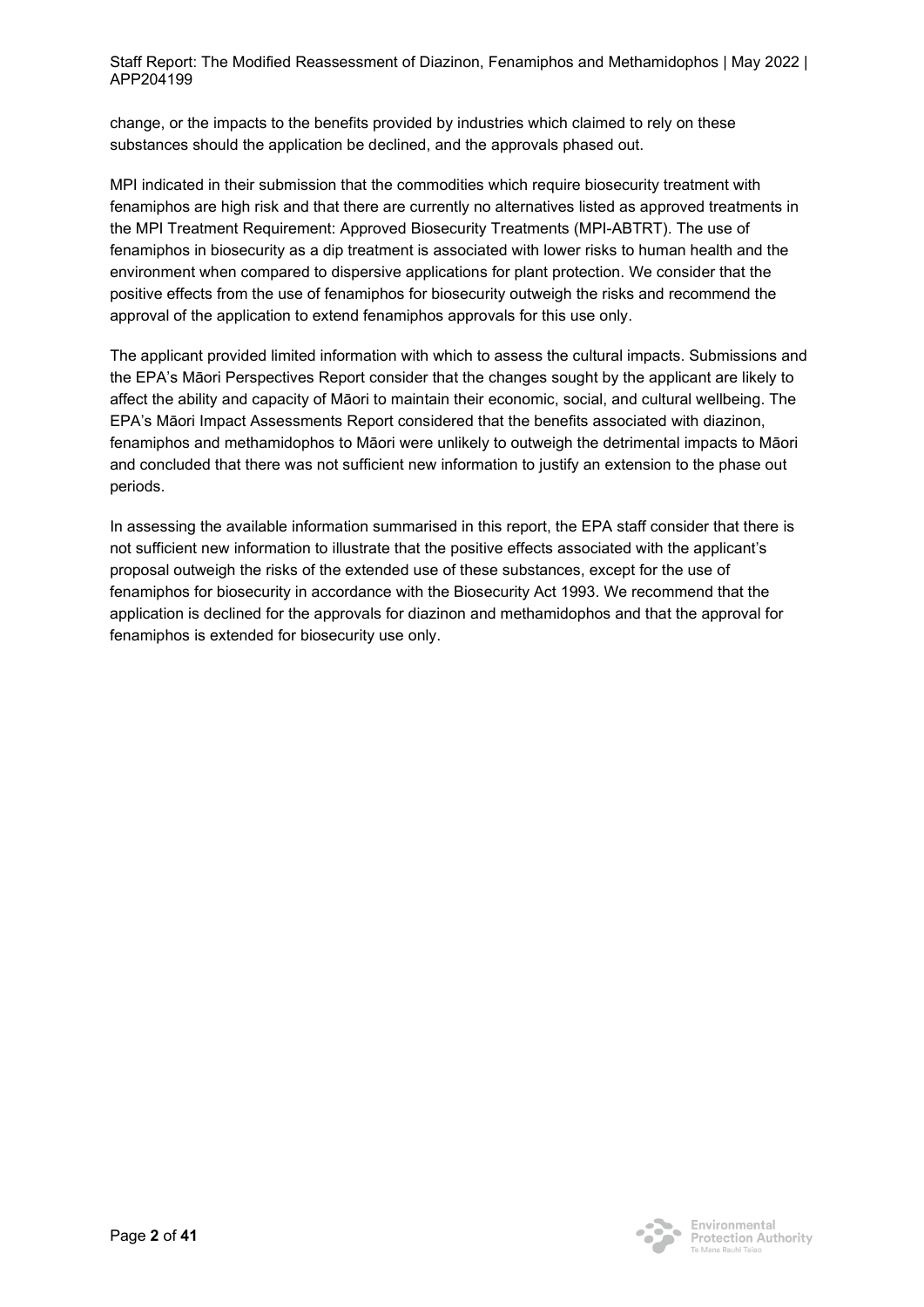change, or the impacts to the benefits provided by industries which claimed to rely on these substances should the application be declined, and the approvals phased out.

MPI indicated in their submission that the commodities which require biosecurity treatment with fenamiphos are high risk and that there are currently no alternatives listed as approved treatments in the MPI Treatment Requirement: Approved Biosecurity Treatments (MPI-ABTRT). The use of fenamiphos in biosecurity as a dip treatment is associated with lower risks to human health and the environment when compared to dispersive applications for plant protection. We consider that the positive effects from the use of fenamiphos for biosecurity outweigh the risks and recommend the approval of the application to extend fenamiphos approvals for this use only.

The applicant provided limited information with which to assess the cultural impacts. Submissions and the EPA's Māori Perspectives Report consider that the changes sought by the applicant are likely to affect the ability and capacity of Māori to maintain their economic, social, and cultural wellbeing. The EPA's Māori Impact Assessments Report considered that the benefits associated with diazinon, fenamiphos and methamidophos to Māori were unlikely to outweigh the detrimental impacts to Māori and concluded that there was not sufficient new information to justify an extension to the phase out periods.

In assessing the available information summarised in this report, the EPA staff consider that there is not sufficient new information to illustrate that the positive effects associated with the applicant's proposal outweigh the risks of the extended use of these substances, except for the use of fenamiphos for biosecurity in accordance with the Biosecurity Act 1993. We recommend that the application is declined for the approvals for diazinon and methamidophos and that the approval for fenamiphos is extended for biosecurity use only.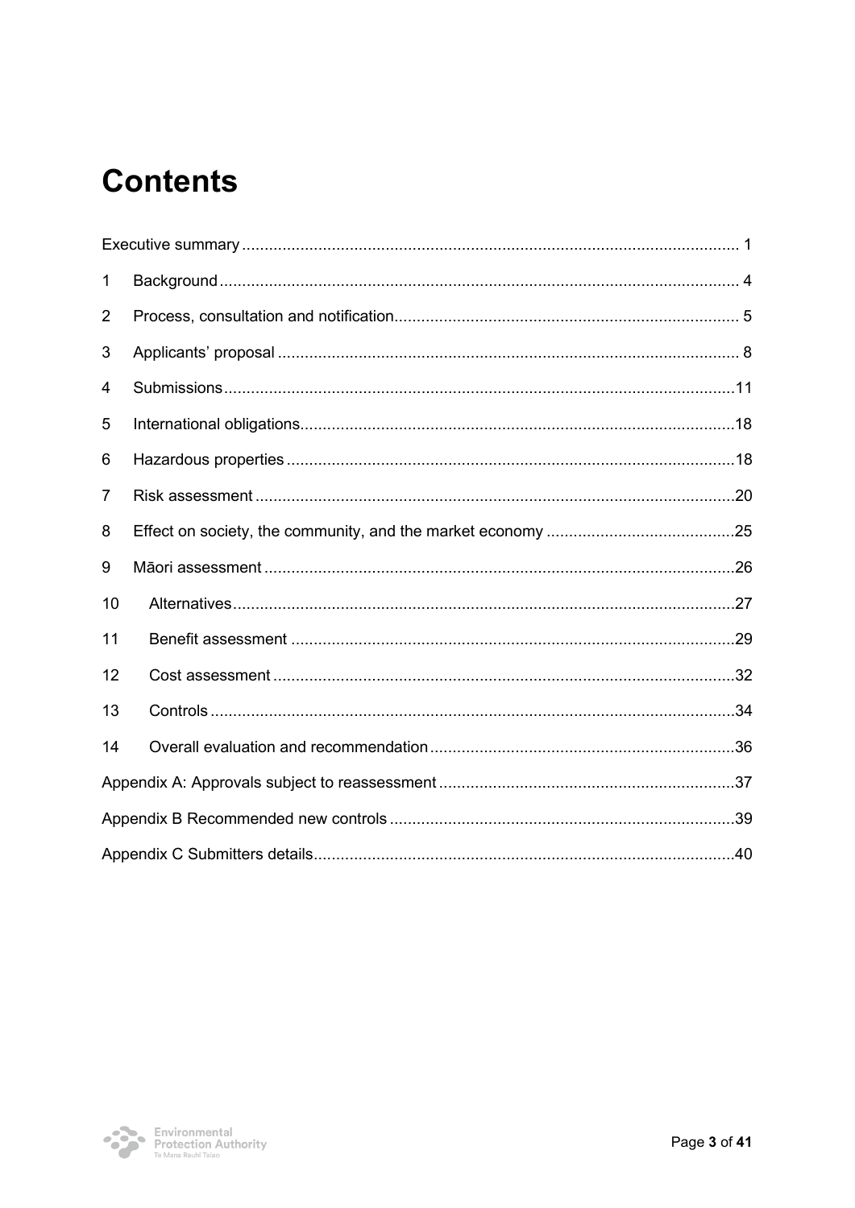# Contents

Executive summary ... 1

1 Background ... 4

2 Process, consultation and notification ... 5

3 Applicants' proposal ... 8

4 Submissions ... 11

5 International obligations ... 18

6 Hazardous properties ... 18

7 Risk assessment ... 20

8 Effect on society, the community, and the market economy ... 25

9 Māori assessment ... 26

10 Alternatives ... 27

11 Benefit assessment ... 29

12 Cost assessment ... 32

13 Controls ... 34

14 Overall evaluation and recommendation ... 36

Appendix A: Approvals subject to reassessment ... 37

Appendix B Recommended new controls ... 39

Appendix C Submitters details ... 40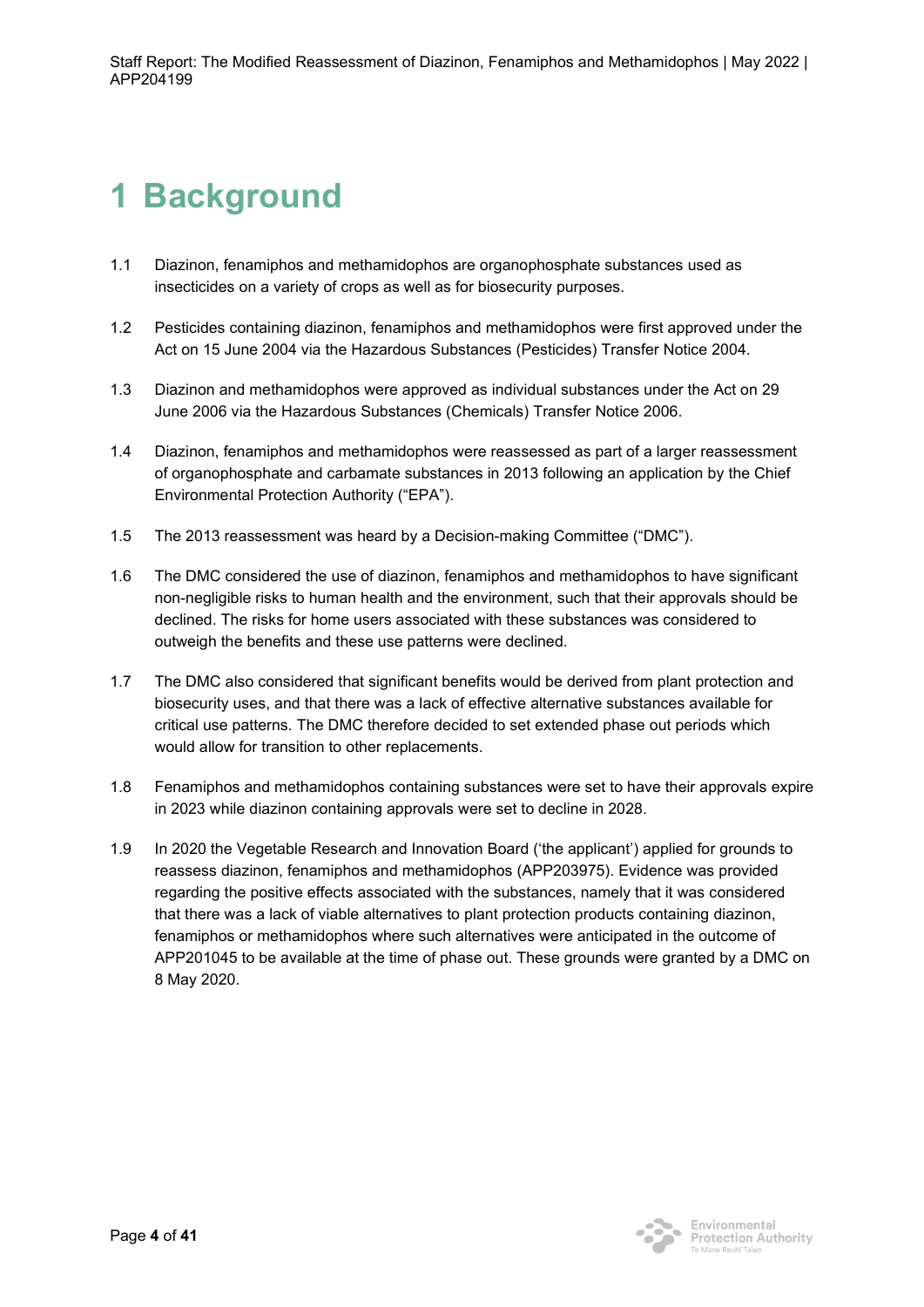# 1 Background

1.1 Diazinon, fenamiphos and methamidophos are organophosphate substances used as insecticides on a variety of crops as well as for biosecurity purposes.

1.2 Pesticides containing diazinon, fenamiphos and methamidophos were first approved under the Act on 15 June 2004 via the Hazardous Substances (Pesticides) Transfer Notice 2004.

1.3 Diazinon and methamidophos were approved as individual substances under the Act on 29 June 2006 via the Hazardous Substances (Chemicals) Transfer Notice 2006.

1.4 Diazinon, fenamiphos and methamidophos were reassessed as part of a larger reassessment of organophosphate and carbamate substances in 2013 following an application by the Chief Environmental Protection Authority ("EPA").

1.5 The 2013 reassessment was heard by a Decision-making Committee ("DMC").

1.6 The DMC considered the use of diazinon, fenamiphos and methamidophos to have significant non-negligible risks to human health and the environment, such that their approvals should be declined. The risks for home users associated with these substances was considered to outweigh the benefits and these use patterns were declined.

1.7 The DMC also considered that significant benefits would be derived from plant protection and biosecurity uses, and that there was a lack of effective alternative substances available for critical use patterns. The DMC therefore decided to set extended phase out periods which would allow for transition to other replacements.

1.8 Fenamiphos and methamidophos containing substances were set to have their approvals expire in 2023 while diazinon containing approvals were set to decline in 2028.

1.9 In 2020 the Vegetable Research and Innovation Board ('the applicant') applied for grounds to reassess diazinon, fenamiphos and methamidophos (APP203975). Evidence was provided regarding the positive effects associated with the substances, namely that it was considered that there was a lack of viable alternatives to plant protection products containing diazinon, fenamiphos or methamidophos where such alternatives were anticipated in the outcome of APP201045 to be available at the time of phase out. These grounds were granted by a DMC on 8 May 2020.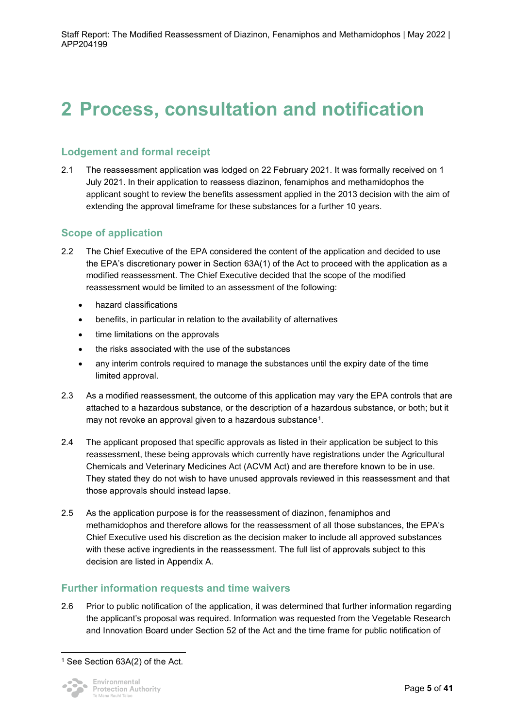# 2 Process, consultation and notification

## Lodgement and formal receipt

2.1 The reassessment application was lodged on 22 February 2021. It was formally received on 1 July 2021. In their application to reassess diazinon, fenamiphos and methamidophos the applicant sought to review the benefits assessment applied in the 2013 decision with the aim of extending the approval timeframe for these substances for a further 10 years.

## Scope of application

2.2 The Chief Executive of the EPA considered the content of the application and decided to use the EPA's discretionary power in Section 63A(1) of the Act to proceed with the application as a modified reassessment. The Chief Executive decided that the scope of the modified reassessment would be limited to an assessment of the following:

- hazard classifications
- benefits, in particular in relation to the availability of alternatives
- time limitations on the approvals
- the risks associated with the use of the substances
- any interim controls required to manage the substances until the expiry date of the time limited approval.

2.3 As a modified reassessment, the outcome of this application may vary the EPA controls that are attached to a hazardous substance, or the description of a hazardous substance, or both; but it may not revoke an approval given to a hazardous substance[1].

2.4 The applicant proposed that specific approvals as listed in their application be subject to this reassessment, these being approvals which currently have registrations under the Agricultural Chemicals and Veterinary Medicines Act (ACVM Act) and are therefore known to be in use. They stated they do not wish to have unused approvals reviewed in this reassessment and that those approvals should instead lapse.

2.5 As the application purpose is for the reassessment of diazinon, fenamiphos and methamidophos and therefore allows for the reassessment of all those substances, the EPA's Chief Executive used his discretion as the decision maker to include all approved substances with these active ingredients in the reassessment. The full list of approvals subject to this decision are listed in Appendix A.

## Further information requests and time waivers

2.6 Prior to public notification of the application, it was determined that further information regarding the applicant's proposal was required. Information was requested from the Vegetable Research and Innovation Board under Section 52 of the Act and the time frame for public notification of

[1] See Section 63A(2) of the Act.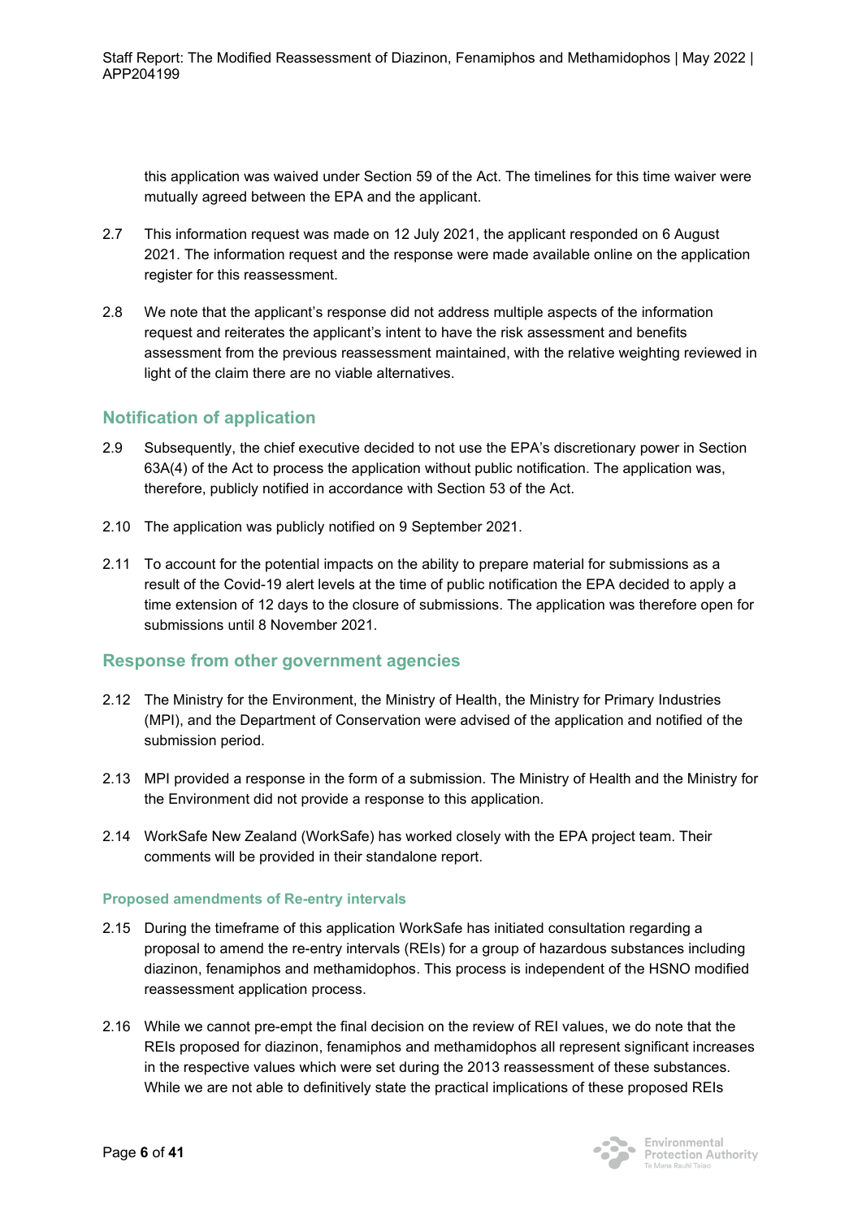this application was waived under Section 59 of the Act. The timelines for this time waiver were mutually agreed between the EPA and the applicant.

2.7 This information request was made on 12 July 2021, the applicant responded on 6 August 2021. The information request and the response were made available online on the application register for this reassessment.

2.8 We note that the applicant's response did not address multiple aspects of the information request and reiterates the applicant's intent to have the risk assessment and benefits assessment from the previous reassessment maintained, with the relative weighting reviewed in light of the claim there are no viable alternatives.

## Notification of application

2.9 Subsequently, the chief executive decided to not use the EPA's discretionary power in Section 63A(4) of the Act to process the application without public notification. The application was, therefore, publicly notified in accordance with Section 53 of the Act.

2.10 The application was publicly notified on 9 September 2021.

2.11 To account for the potential impacts on the ability to prepare material for submissions as a result of the Covid-19 alert levels at the time of public notification the EPA decided to apply a time extension of 12 days to the closure of submissions. The application was therefore open for submissions until 8 November 2021.

## Response from other government agencies

2.12 The Ministry for the Environment, the Ministry of Health, the Ministry for Primary Industries (MPI), and the Department of Conservation were advised of the application and notified of the submission period.

2.13 MPI provided a response in the form of a submission. The Ministry of Health and the Ministry for the Environment did not provide a response to this application.

2.14 WorkSafe New Zealand (WorkSafe) has worked closely with the EPA project team. Their comments will be provided in their standalone report.

### Proposed amendments of Re-entry intervals

2.15 During the timeframe of this application WorkSafe has initiated consultation regarding a proposal to amend the re-entry intervals (REIs) for a group of hazardous substances including diazinon, fenamiphos and methamidophos. This process is independent of the HSNO modified reassessment application process.

2.16 While we cannot pre-empt the final decision on the review of REI values, we do note that the REIs proposed for diazinon, fenamiphos and methamidophos all represent significant increases in the respective values which were set during the 2013 reassessment of these substances. While we are not able to definitively state the practical implications of these proposed REIs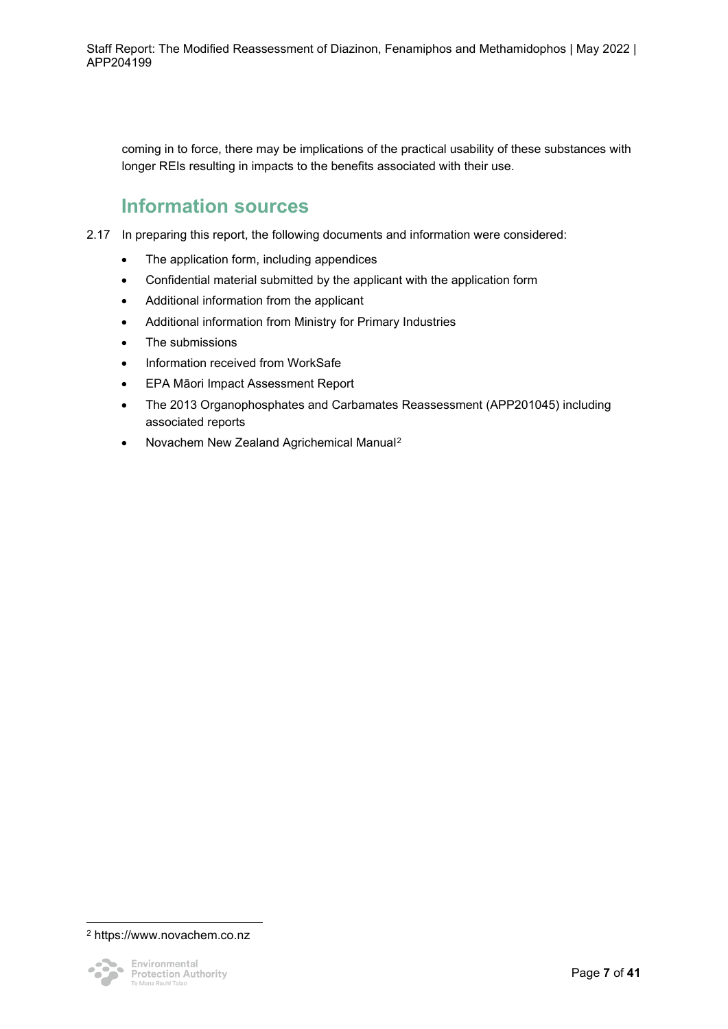coming in to force, there may be implications of the practical usability of these substances with longer REIs resulting in impacts to the benefits associated with their use.

## Information sources

2.17 In preparing this report, the following documents and information were considered:

- The application form, including appendices
- Confidential material submitted by the applicant with the application form
- Additional information from the applicant
- Additional information from Ministry for Primary Industries
- The submissions
- Information received from WorkSafe
- EPA Māori Impact Assessment Report
- The 2013 Organophosphates and Carbamates Reassessment (APP201045) including associated reports
- Novachem New Zealand Agrichemical Manual[2]

[2] https://www.novachem.co.nz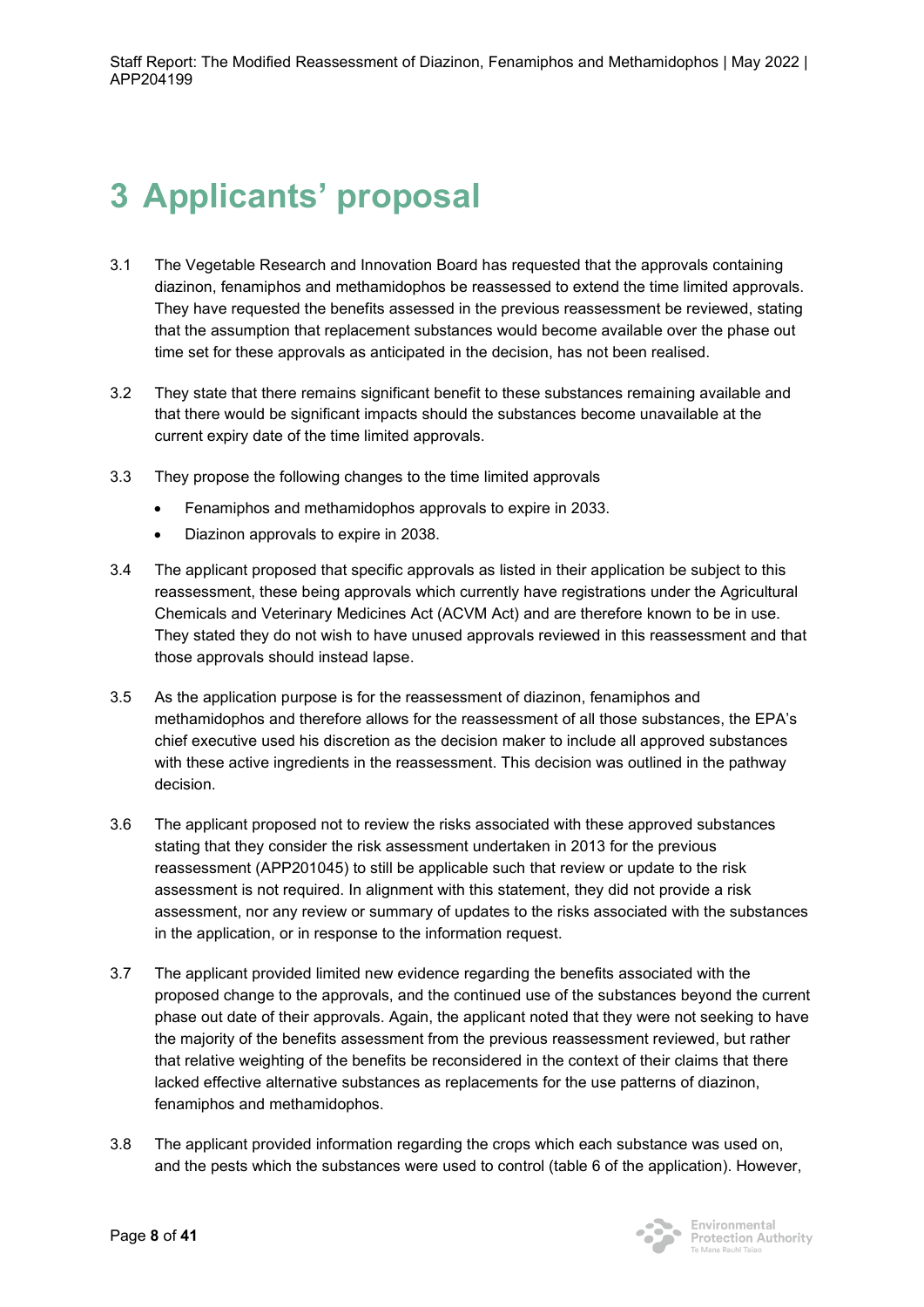# 3 Applicants' proposal

3.1 The Vegetable Research and Innovation Board has requested that the approvals containing diazinon, fenamiphos and methamidophos be reassessed to extend the time limited approvals. They have requested the benefits assessed in the previous reassessment be reviewed, stating that the assumption that replacement substances would become available over the phase out time set for these approvals as anticipated in the decision, has not been realised.

3.2 They state that there remains significant benefit to these substances remaining available and that there would be significant impacts should the substances become unavailable at the current expiry date of the time limited approvals.

3.3 They propose the following changes to the time limited approvals

- Fenamiphos and methamidophos approvals to expire in 2033.
- Diazinon approvals to expire in 2038.

3.4 The applicant proposed that specific approvals as listed in their application be subject to this reassessment, these being approvals which currently have registrations under the Agricultural Chemicals and Veterinary Medicines Act (ACVM Act) and are therefore known to be in use. They stated they do not wish to have unused approvals reviewed in this reassessment and that those approvals should instead lapse.

3.5 As the application purpose is for the reassessment of diazinon, fenamiphos and methamidophos and therefore allows for the reassessment of all those substances, the EPA's chief executive used his discretion as the decision maker to include all approved substances with these active ingredients in the reassessment. This decision was outlined in the pathway decision.

3.6 The applicant proposed not to review the risks associated with these approved substances stating that they consider the risk assessment undertaken in 2013 for the previous reassessment (APP201045) to still be applicable such that review or update to the risk assessment is not required. In alignment with this statement, they did not provide a risk assessment, nor any review or summary of updates to the risks associated with the substances in the application, or in response to the information request.

3.7 The applicant provided limited new evidence regarding the benefits associated with the proposed change to the approvals, and the continued use of the substances beyond the current phase out date of their approvals. Again, the applicant noted that they were not seeking to have the majority of the benefits assessment from the previous reassessment reviewed, but rather that relative weighting of the benefits be reconsidered in the context of their claims that there lacked effective alternative substances as replacements for the use patterns of diazinon, fenamiphos and methamidophos.

3.8 The applicant provided information regarding the crops which each substance was used on, and the pests which the substances were used to control (table 6 of the application). However,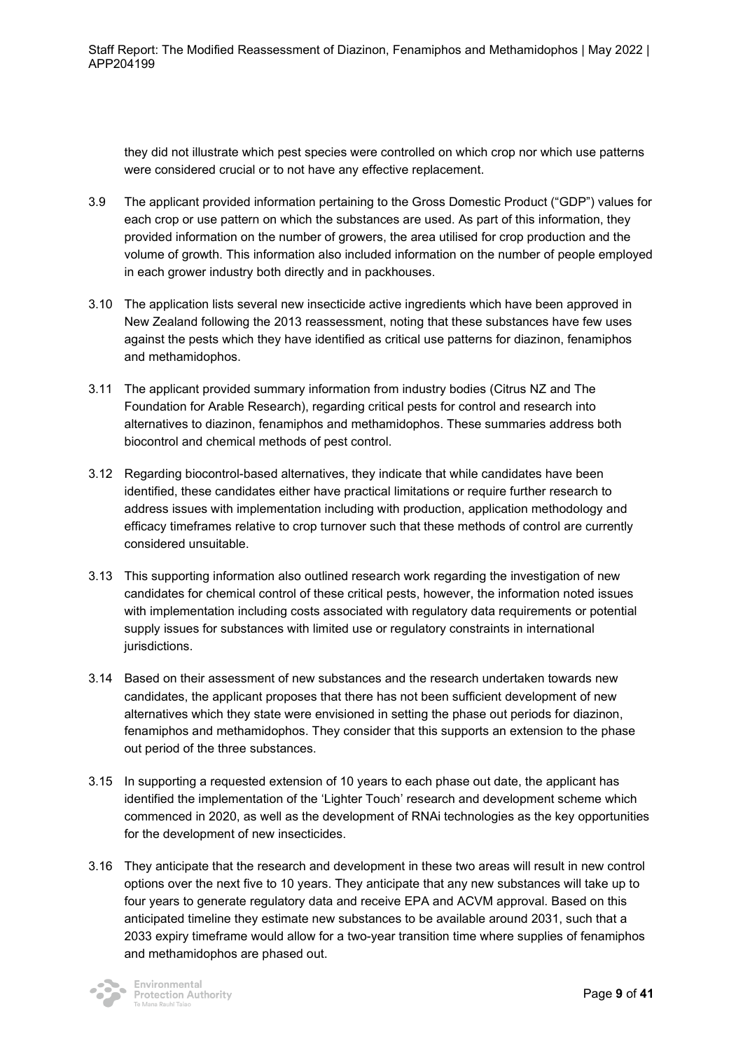they did not illustrate which pest species were controlled on which crop nor which use patterns were considered crucial or to not have any effective replacement.

3.9 The applicant provided information pertaining to the Gross Domestic Product ("GDP") values for each crop or use pattern on which the substances are used. As part of this information, they provided information on the number of growers, the area utilised for crop production and the volume of growth. This information also included information on the number of people employed in each grower industry both directly and in packhouses.

3.10 The application lists several new insecticide active ingredients which have been approved in New Zealand following the 2013 reassessment, noting that these substances have few uses against the pests which they have identified as critical use patterns for diazinon, fenamiphos and methamidophos.

3.11 The applicant provided summary information from industry bodies (Citrus NZ and The Foundation for Arable Research), regarding critical pests for control and research into alternatives to diazinon, fenamiphos and methamidophos. These summaries address both biocontrol and chemical methods of pest control.

3.12 Regarding biocontrol-based alternatives, they indicate that while candidates have been identified, these candidates either have practical limitations or require further research to address issues with implementation including with production, application methodology and efficacy timeframes relative to crop turnover such that these methods of control are currently considered unsuitable.

3.13 This supporting information also outlined research work regarding the investigation of new candidates for chemical control of these critical pests, however, the information noted issues with implementation including costs associated with regulatory data requirements or potential supply issues for substances with limited use or regulatory constraints in international jurisdictions.

3.14 Based on their assessment of new substances and the research undertaken towards new candidates, the applicant proposes that there has not been sufficient development of new alternatives which they state were envisioned in setting the phase out periods for diazinon, fenamiphos and methamidophos. They consider that this supports an extension to the phase out period of the three substances.

3.15 In supporting a requested extension of 10 years to each phase out date, the applicant has identified the implementation of the 'Lighter Touch' research and development scheme which commenced in 2020, as well as the development of RNAi technologies as the key opportunities for the development of new insecticides.

3.16 They anticipate that the research and development in these two areas will result in new control options over the next five to 10 years. They anticipate that any new substances will take up to four years to generate regulatory data and receive EPA and ACVM approval. Based on this anticipated timeline they estimate new substances to be available around 2031, such that a 2033 expiry timeframe would allow for a two-year transition time where supplies of fenamiphos and methamidophos are phased out.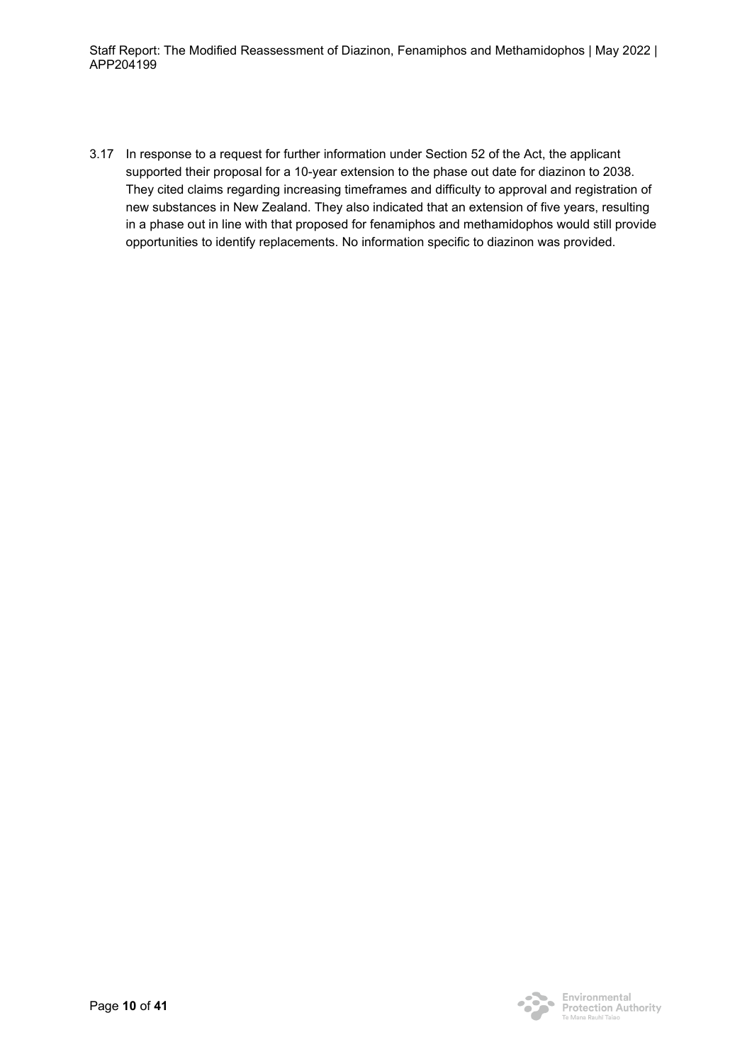3.17 In response to a request for further information under Section 52 of the Act, the applicant supported their proposal for a 10-year extension to the phase out date for diazinon to 2038. They cited claims regarding increasing timeframes and difficulty to approval and registration of new substances in New Zealand. They also indicated that an extension of five years, resulting in a phase out in line with that proposed for fenamiphos and methamidophos would still provide opportunities to identify replacements. No information specific to diazinon was provided.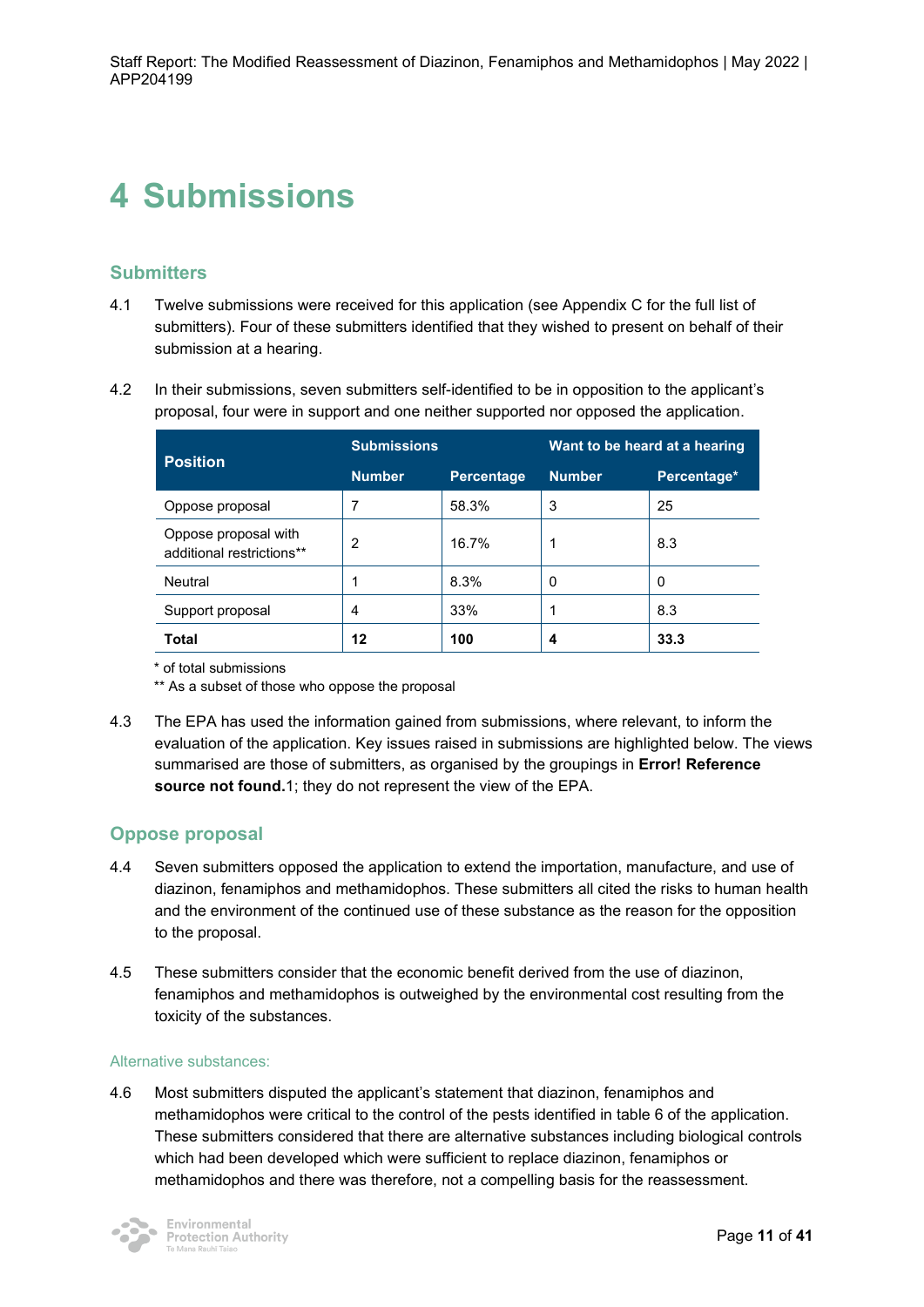# 4 Submissions

## Submitters

4.1 Twelve submissions were received for this application (see Appendix C for the full list of submitters). Four of these submitters identified that they wished to present on behalf of their submission at a hearing.

4.2 In their submissions, seven submitters self-identified to be in opposition to the applicant's proposal, four were in support and one neither supported nor opposed the application.

| Position | Submissions | | Want to be heard at a hearing | |
|---|---|---|---|---|
| | Number | Percentage | Number | Percentage* |
| Oppose proposal | 7 | 58.3% | 3 | 25 |
| Oppose proposal with additional restrictions** | 2 | 16.7% | 1 | 8.3 |
| Neutral | 1 | 8.3% | 0 | 0 |
| Support proposal | 4 | 33% | 1 | 8.3 |
| **Total** | **12** | **100** | **4** | **33.3** |

\* of total submissions

** As a subset of those who oppose the proposal

4.3 The EPA has used the information gained from submissions, where relevant, to inform the evaluation of the application. Key issues raised in submissions are highlighted below. The views summarised are those of submitters, as organised by the groupings in **Error! Reference source not found.**1; they do not represent the view of the EPA.

## Oppose proposal

4.4 Seven submitters opposed the application to extend the importation, manufacture, and use of diazinon, fenamiphos and methamidophos. These submitters all cited the risks to human health and the environment of the continued use of these substance as the reason for the opposition to the proposal.

4.5 These submitters consider that the economic benefit derived from the use of diazinon, fenamiphos and methamidophos is outweighed by the environmental cost resulting from the toxicity of the substances.

### Alternative substances:

4.6 Most submitters disputed the applicant's statement that diazinon, fenamiphos and methamidophos were critical to the control of the pests identified in table 6 of the application. These submitters considered that there are alternative substances including biological controls which had been developed which were sufficient to replace diazinon, fenamiphos or methamidophos and there was therefore, not a compelling basis for the reassessment.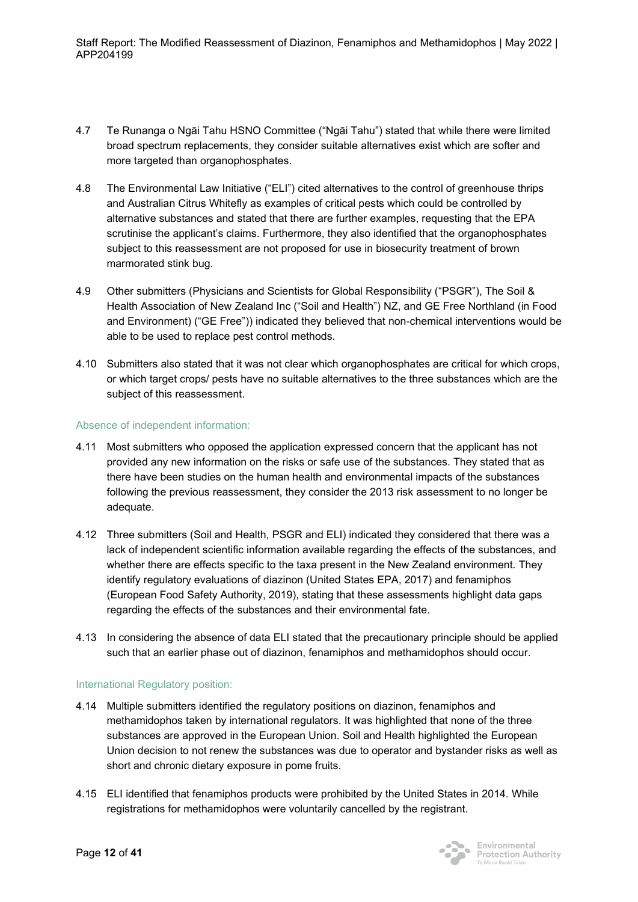4.7 Te Runanga o Ngāi Tahu HSNO Committee ("Ngāi Tahu") stated that while there were limited broad spectrum replacements, they consider suitable alternatives exist which are softer and more targeted than organophosphates.

4.8 The Environmental Law Initiative ("ELI") cited alternatives to the control of greenhouse thrips and Australian Citrus Whitefly as examples of critical pests which could be controlled by alternative substances and stated that there are further examples, requesting that the EPA scrutinise the applicant's claims. Furthermore, they also identified that the organophosphates subject to this reassessment are not proposed for use in biosecurity treatment of brown marmorated stink bug.

4.9 Other submitters (Physicians and Scientists for Global Responsibility ("PSGR"), The Soil & Health Association of New Zealand Inc ("Soil and Health") NZ, and GE Free Northland (in Food and Environment) ("GE Free")) indicated they believed that non-chemical interventions would be able to be used to replace pest control methods.

4.10 Submitters also stated that it was not clear which organophosphates are critical for which crops, or which target crops/ pests have no suitable alternatives to the three substances which are the subject of this reassessment.

### Absence of independent information:

4.11 Most submitters who opposed the application expressed concern that the applicant has not provided any new information on the risks or safe use of the substances. They stated that as there have been studies on the human health and environmental impacts of the substances following the previous reassessment, they consider the 2013 risk assessment to no longer be adequate.

4.12 Three submitters (Soil and Health, PSGR and ELI) indicated they considered that there was a lack of independent scientific information available regarding the effects of the substances, and whether there are effects specific to the taxa present in the New Zealand environment. They identify regulatory evaluations of diazinon (United States EPA, 2017) and fenamiphos (European Food Safety Authority, 2019), stating that these assessments highlight data gaps regarding the effects of the substances and their environmental fate.

4.13 In considering the absence of data ELI stated that the precautionary principle should be applied such that an earlier phase out of diazinon, fenamiphos and methamidophos should occur.

### International Regulatory position:

4.14 Multiple submitters identified the regulatory positions on diazinon, fenamiphos and methamidophos taken by international regulators. It was highlighted that none of the three substances are approved in the European Union. Soil and Health highlighted the European Union decision to not renew the substances was due to operator and bystander risks as well as short and chronic dietary exposure in pome fruits.

4.15 ELI identified that fenamiphos products were prohibited by the United States in 2014. While registrations for methamidophos were voluntarily cancelled by the registrant.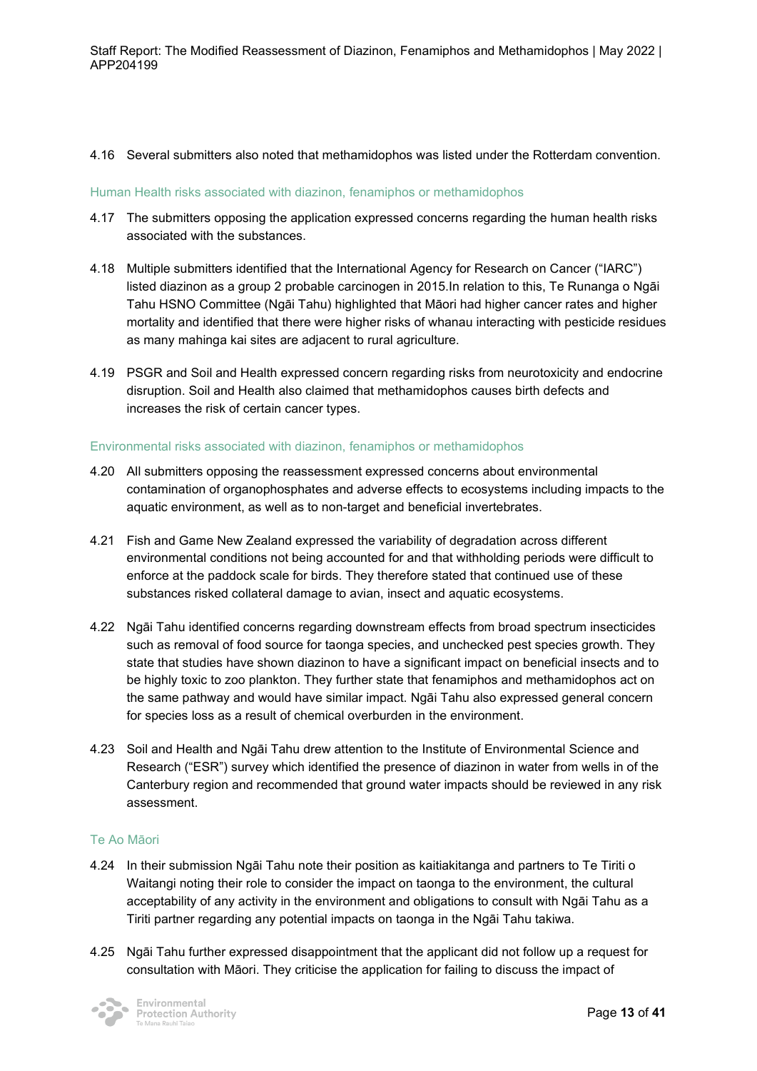4.16 Several submitters also noted that methamidophos was listed under the Rotterdam convention.

### Human Health risks associated with diazinon, fenamiphos or methamidophos

4.17 The submitters opposing the application expressed concerns regarding the human health risks associated with the substances.

4.18 Multiple submitters identified that the International Agency for Research on Cancer ("IARC") listed diazinon as a group 2 probable carcinogen in 2015.In relation to this, Te Runanga o Ngāi Tahu HSNO Committee (Ngāi Tahu) highlighted that Māori had higher cancer rates and higher mortality and identified that there were higher risks of whanau interacting with pesticide residues as many mahinga kai sites are adjacent to rural agriculture.

4.19 PSGR and Soil and Health expressed concern regarding risks from neurotoxicity and endocrine disruption. Soil and Health also claimed that methamidophos causes birth defects and increases the risk of certain cancer types.

### Environmental risks associated with diazinon, fenamiphos or methamidophos

4.20 All submitters opposing the reassessment expressed concerns about environmental contamination of organophosphates and adverse effects to ecosystems including impacts to the aquatic environment, as well as to non-target and beneficial invertebrates.

4.21 Fish and Game New Zealand expressed the variability of degradation across different environmental conditions not being accounted for and that withholding periods were difficult to enforce at the paddock scale for birds. They therefore stated that continued use of these substances risked collateral damage to avian, insect and aquatic ecosystems.

4.22 Ngāi Tahu identified concerns regarding downstream effects from broad spectrum insecticides such as removal of food source for taonga species, and unchecked pest species growth. They state that studies have shown diazinon to have a significant impact on beneficial insects and to be highly toxic to zoo plankton. They further state that fenamiphos and methamidophos act on the same pathway and would have similar impact. Ngāi Tahu also expressed general concern for species loss as a result of chemical overburden in the environment.

4.23 Soil and Health and Ngāi Tahu drew attention to the Institute of Environmental Science and Research ("ESR") survey which identified the presence of diazinon in water from wells in of the Canterbury region and recommended that ground water impacts should be reviewed in any risk assessment.

### Te Ao Māori

4.24 In their submission Ngāi Tahu note their position as kaitiakitanga and partners to Te Tiriti o Waitangi noting their role to consider the impact on taonga to the environment, the cultural acceptability of any activity in the environment and obligations to consult with Ngāi Tahu as a Tiriti partner regarding any potential impacts on taonga in the Ngāi Tahu takiwa.

4.25 Ngāi Tahu further expressed disappointment that the applicant did not follow up a request for consultation with Māori. They criticise the application for failing to discuss the impact of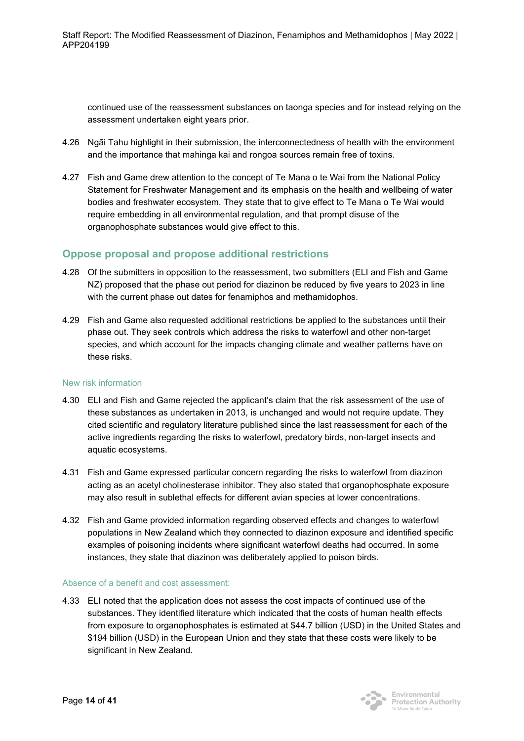continued use of the reassessment substances on taonga species and for instead relying on the assessment undertaken eight years prior.

4.26 Ngāi Tahu highlight in their submission, the interconnectedness of health with the environment and the importance that mahinga kai and rongoa sources remain free of toxins.

4.27 Fish and Game drew attention to the concept of Te Mana o te Wai from the National Policy Statement for Freshwater Management and its emphasis on the health and wellbeing of water bodies and freshwater ecosystem. They state that to give effect to Te Mana o Te Wai would require embedding in all environmental regulation, and that prompt disuse of the organophosphate substances would give effect to this.

## Oppose proposal and propose additional restrictions

4.28 Of the submitters in opposition to the reassessment, two submitters (ELI and Fish and Game NZ) proposed that the phase out period for diazinon be reduced by five years to 2023 in line with the current phase out dates for fenamiphos and methamidophos.

4.29 Fish and Game also requested additional restrictions be applied to the substances until their phase out. They seek controls which address the risks to waterfowl and other non-target species, and which account for the impacts changing climate and weather patterns have on these risks.

### New risk information

4.30 ELI and Fish and Game rejected the applicant's claim that the risk assessment of the use of these substances as undertaken in 2013, is unchanged and would not require update. They cited scientific and regulatory literature published since the last reassessment for each of the active ingredients regarding the risks to waterfowl, predatory birds, non-target insects and aquatic ecosystems.

4.31 Fish and Game expressed particular concern regarding the risks to waterfowl from diazinon acting as an acetyl cholinesterase inhibitor. They also stated that organophosphate exposure may also result in sublethal effects for different avian species at lower concentrations.

4.32 Fish and Game provided information regarding observed effects and changes to waterfowl populations in New Zealand which they connected to diazinon exposure and identified specific examples of poisoning incidents where significant waterfowl deaths had occurred. In some instances, they state that diazinon was deliberately applied to poison birds.

### Absence of a benefit and cost assessment:

4.33 ELI noted that the application does not assess the cost impacts of continued use of the substances. They identified literature which indicated that the costs of human health effects from exposure to organophosphates is estimated at $44.7 billion (USD) in the United States and $194 billion (USD) in the European Union and they state that these costs were likely to be significant in New Zealand.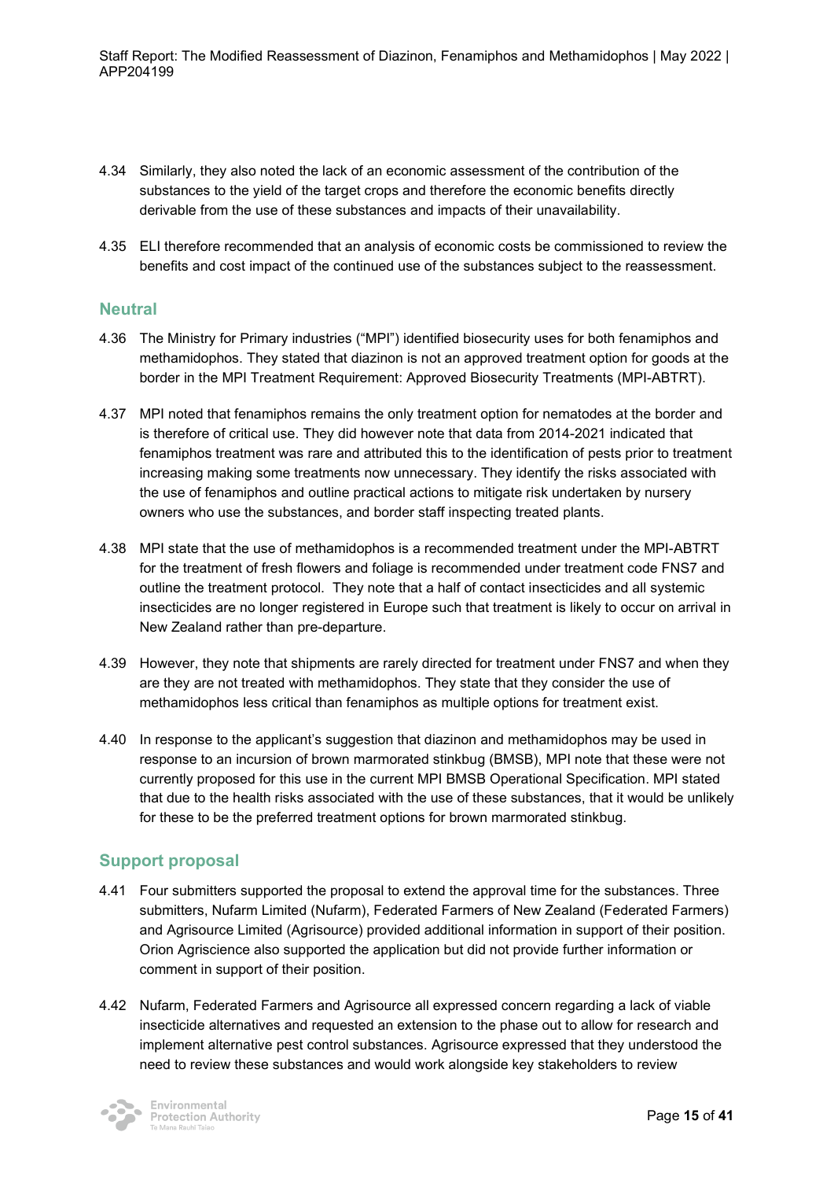4.34 Similarly, they also noted the lack of an economic assessment of the contribution of the substances to the yield of the target crops and therefore the economic benefits directly derivable from the use of these substances and impacts of their unavailability.

4.35 ELI therefore recommended that an analysis of economic costs be commissioned to review the benefits and cost impact of the continued use of the substances subject to the reassessment.

## Neutral

4.36 The Ministry for Primary industries ("MPI") identified biosecurity uses for both fenamiphos and methamidophos. They stated that diazinon is not an approved treatment option for goods at the border in the MPI Treatment Requirement: Approved Biosecurity Treatments (MPI-ABTRT).

4.37 MPI noted that fenamiphos remains the only treatment option for nematodes at the border and is therefore of critical use. They did however note that data from 2014-2021 indicated that fenamiphos treatment was rare and attributed this to the identification of pests prior to treatment increasing making some treatments now unnecessary. They identify the risks associated with the use of fenamiphos and outline practical actions to mitigate risk undertaken by nursery owners who use the substances, and border staff inspecting treated plants.

4.38 MPI state that the use of methamidophos is a recommended treatment under the MPI-ABTRT for the treatment of fresh flowers and foliage is recommended under treatment code FNS7 and outline the treatment protocol. They note that a half of contact insecticides and all systemic insecticides are no longer registered in Europe such that treatment is likely to occur on arrival in New Zealand rather than pre-departure.

4.39 However, they note that shipments are rarely directed for treatment under FNS7 and when they are they are not treated with methamidophos. They state that they consider the use of methamidophos less critical than fenamiphos as multiple options for treatment exist.

4.40 In response to the applicant's suggestion that diazinon and methamidophos may be used in response to an incursion of brown marmorated stinkbug (BMSB), MPI note that these were not currently proposed for this use in the current MPI BMSB Operational Specification. MPI stated that due to the health risks associated with the use of these substances, that it would be unlikely for these to be the preferred treatment options for brown marmorated stinkbug.

## Support proposal

4.41 Four submitters supported the proposal to extend the approval time for the substances. Three submitters, Nufarm Limited (Nufarm), Federated Farmers of New Zealand (Federated Farmers) and Agrisource Limited (Agrisource) provided additional information in support of their position. Orion Agriscience also supported the application but did not provide further information or comment in support of their position.

4.42 Nufarm, Federated Farmers and Agrisource all expressed concern regarding a lack of viable insecticide alternatives and requested an extension to the phase out to allow for research and implement alternative pest control substances. Agrisource expressed that they understood the need to review these substances and would work alongside key stakeholders to review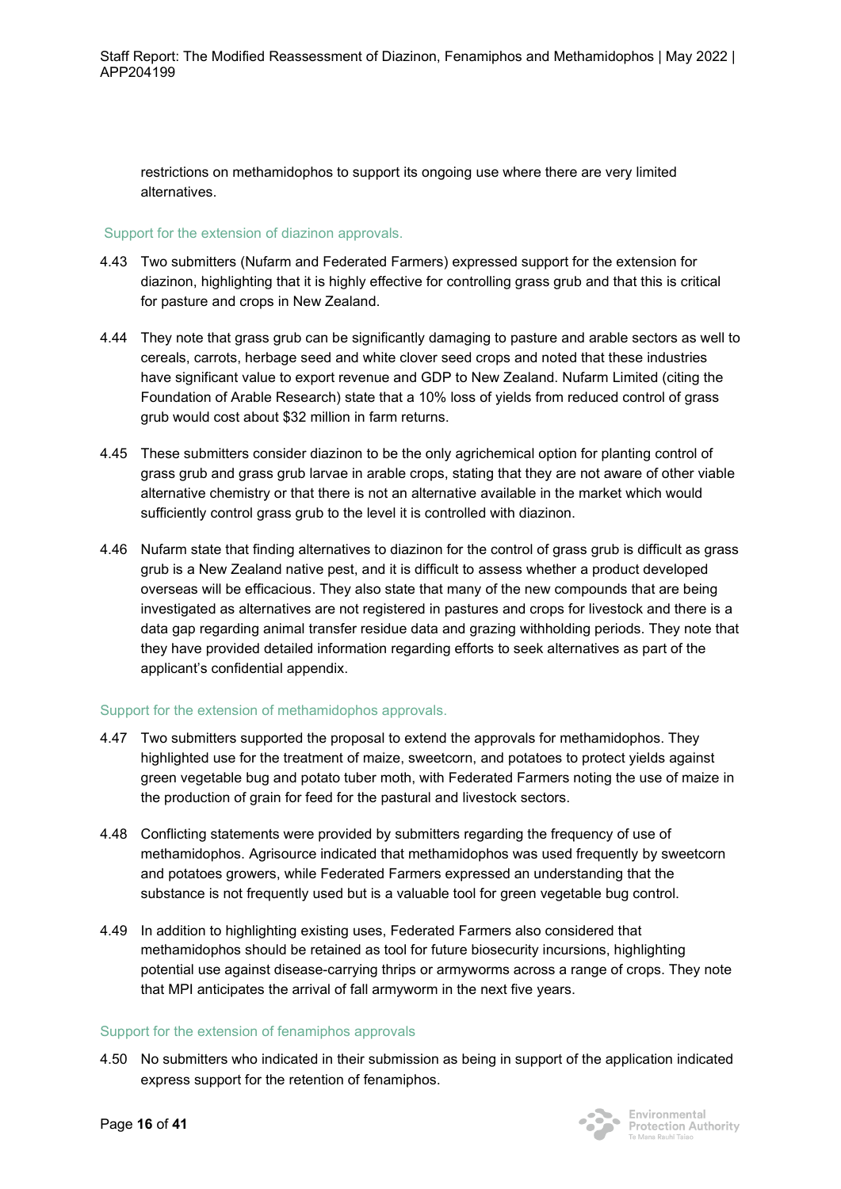restrictions on methamidophos to support its ongoing use where there are very limited alternatives.

### Support for the extension of diazinon approvals.

4.43 Two submitters (Nufarm and Federated Farmers) expressed support for the extension for diazinon, highlighting that it is highly effective for controlling grass grub and that this is critical for pasture and crops in New Zealand.

4.44 They note that grass grub can be significantly damaging to pasture and arable sectors as well to cereals, carrots, herbage seed and white clover seed crops and noted that these industries have significant value to export revenue and GDP to New Zealand. Nufarm Limited (citing the Foundation of Arable Research) state that a 10% loss of yields from reduced control of grass grub would cost about $32 million in farm returns.

4.45 These submitters consider diazinon to be the only agrichemical option for planting control of grass grub and grass grub larvae in arable crops, stating that they are not aware of other viable alternative chemistry or that there is not an alternative available in the market which would sufficiently control grass grub to the level it is controlled with diazinon.

4.46 Nufarm state that finding alternatives to diazinon for the control of grass grub is difficult as grass grub is a New Zealand native pest, and it is difficult to assess whether a product developed overseas will be efficacious. They also state that many of the new compounds that are being investigated as alternatives are not registered in pastures and crops for livestock and there is a data gap regarding animal transfer residue data and grazing withholding periods. They note that they have provided detailed information regarding efforts to seek alternatives as part of the applicant's confidential appendix.

### Support for the extension of methamidophos approvals.

4.47 Two submitters supported the proposal to extend the approvals for methamidophos. They highlighted use for the treatment of maize, sweetcorn, and potatoes to protect yields against green vegetable bug and potato tuber moth, with Federated Farmers noting the use of maize in the production of grain for feed for the pastural and livestock sectors.

4.48 Conflicting statements were provided by submitters regarding the frequency of use of methamidophos. Agrisource indicated that methamidophos was used frequently by sweetcorn and potatoes growers, while Federated Farmers expressed an understanding that the substance is not frequently used but is a valuable tool for green vegetable bug control.

4.49 In addition to highlighting existing uses, Federated Farmers also considered that methamidophos should be retained as tool for future biosecurity incursions, highlighting potential use against disease-carrying thrips or armyworms across a range of crops. They note that MPI anticipates the arrival of fall armyworm in the next five years.

### Support for the extension of fenamiphos approvals

4.50 No submitters who indicated in their submission as being in support of the application indicated express support for the retention of fenamiphos.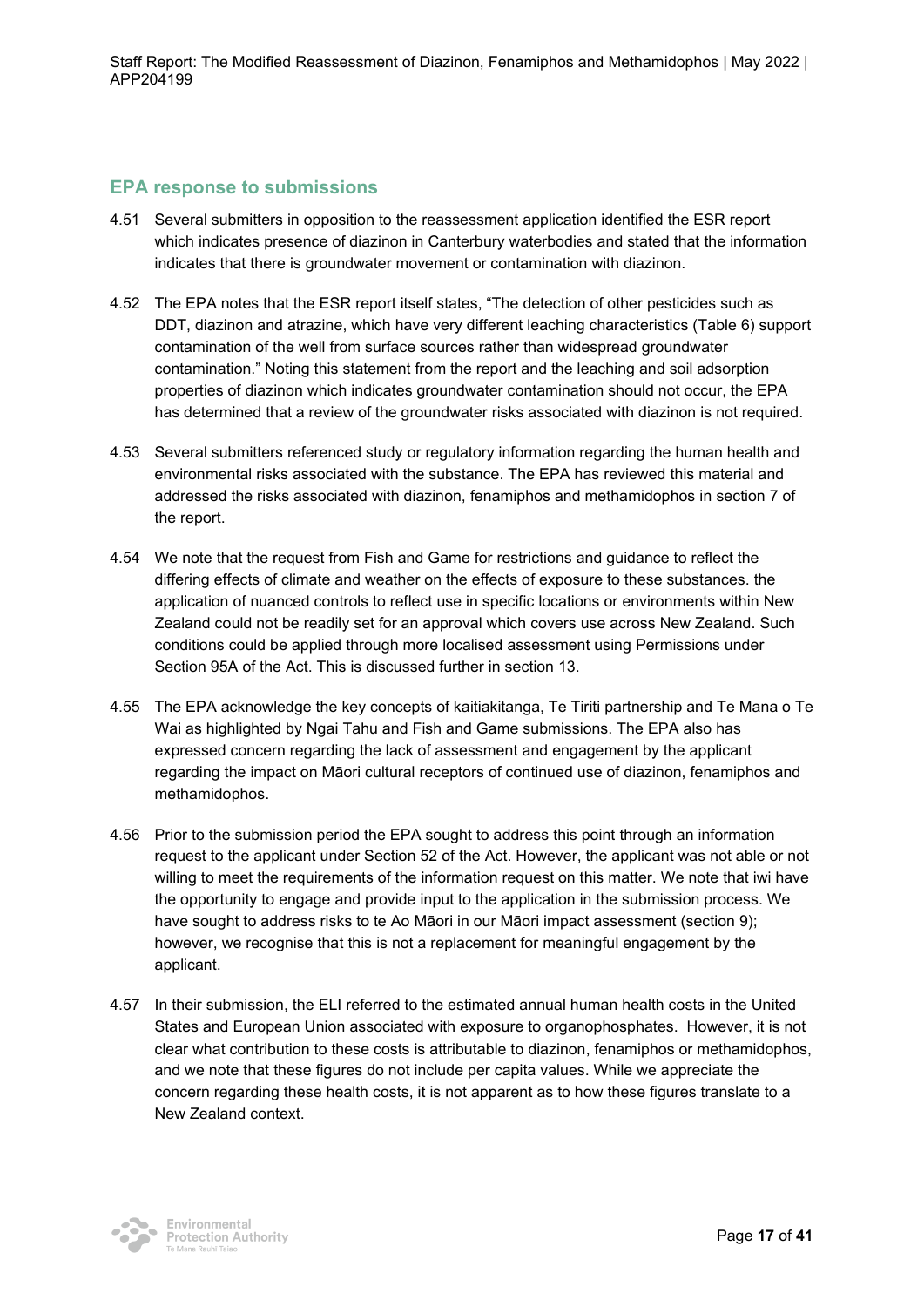## EPA response to submissions

4.51 Several submitters in opposition to the reassessment application identified the ESR report which indicates presence of diazinon in Canterbury waterbodies and stated that the information indicates that there is groundwater movement or contamination with diazinon.

4.52 The EPA notes that the ESR report itself states, "The detection of other pesticides such as DDT, diazinon and atrazine, which have very different leaching characteristics (Table 6) support contamination of the well from surface sources rather than widespread groundwater contamination." Noting this statement from the report and the leaching and soil adsorption properties of diazinon which indicates groundwater contamination should not occur, the EPA has determined that a review of the groundwater risks associated with diazinon is not required.

4.53 Several submitters referenced study or regulatory information regarding the human health and environmental risks associated with the substance. The EPA has reviewed this material and addressed the risks associated with diazinon, fenamiphos and methamidophos in section 7 of the report.

4.54 We note that the request from Fish and Game for restrictions and guidance to reflect the differing effects of climate and weather on the effects of exposure to these substances. the application of nuanced controls to reflect use in specific locations or environments within New Zealand could not be readily set for an approval which covers use across New Zealand. Such conditions could be applied through more localised assessment using Permissions under Section 95A of the Act. This is discussed further in section 13.

4.55 The EPA acknowledge the key concepts of kaitiakitanga, Te Tiriti partnership and Te Mana o Te Wai as highlighted by Ngai Tahu and Fish and Game submissions. The EPA also has expressed concern regarding the lack of assessment and engagement by the applicant regarding the impact on Māori cultural receptors of continued use of diazinon, fenamiphos and methamidophos.

4.56 Prior to the submission period the EPA sought to address this point through an information request to the applicant under Section 52 of the Act. However, the applicant was not able or not willing to meet the requirements of the information request on this matter. We note that iwi have the opportunity to engage and provide input to the application in the submission process. We have sought to address risks to te Ao Māori in our Māori impact assessment (section 9); however, we recognise that this is not a replacement for meaningful engagement by the applicant.

4.57 In their submission, the ELI referred to the estimated annual human health costs in the United States and European Union associated with exposure to organophosphates. However, it is not clear what contribution to these costs is attributable to diazinon, fenamiphos or methamidophos, and we note that these figures do not include per capita values. While we appreciate the concern regarding these health costs, it is not apparent as to how these figures translate to a New Zealand context.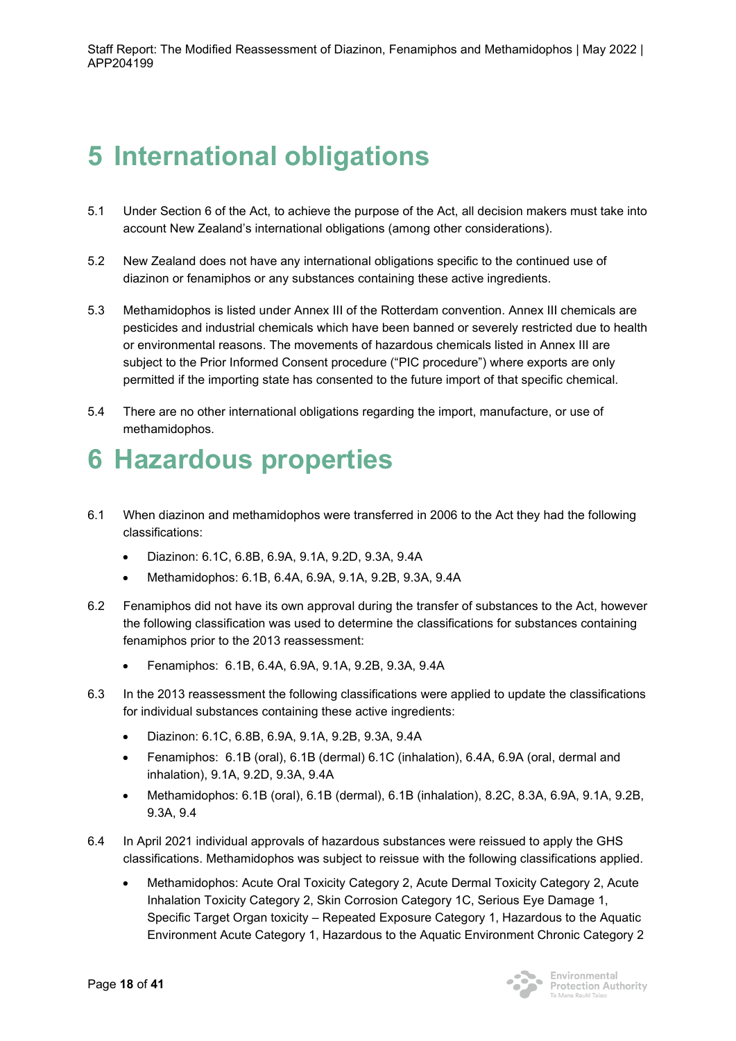# 5 International obligations

5.1 Under Section 6 of the Act, to achieve the purpose of the Act, all decision makers must take into account New Zealand's international obligations (among other considerations).

5.2 New Zealand does not have any international obligations specific to the continued use of diazinon or fenamiphos or any substances containing these active ingredients.

5.3 Methamidophos is listed under Annex III of the Rotterdam convention. Annex III chemicals are pesticides and industrial chemicals which have been banned or severely restricted due to health or environmental reasons. The movements of hazardous chemicals listed in Annex III are subject to the Prior Informed Consent procedure ("PIC procedure") where exports are only permitted if the importing state has consented to the future import of that specific chemical.

5.4 There are no other international obligations regarding the import, manufacture, or use of methamidophos.

# 6 Hazardous properties

6.1 When diazinon and methamidophos were transferred in 2006 to the Act they had the following classifications:

- Diazinon: 6.1C, 6.8B, 6.9A, 9.1A, 9.2D, 9.3A, 9.4A
- Methamidophos: 6.1B, 6.4A, 6.9A, 9.1A, 9.2B, 9.3A, 9.4A

6.2 Fenamiphos did not have its own approval during the transfer of substances to the Act, however the following classification was used to determine the classifications for substances containing fenamiphos prior to the 2013 reassessment:

- Fenamiphos: 6.1B, 6.4A, 6.9A, 9.1A, 9.2B, 9.3A, 9.4A

6.3 In the 2013 reassessment the following classifications were applied to update the classifications for individual substances containing these active ingredients:

- Diazinon: 6.1C, 6.8B, 6.9A, 9.1A, 9.2B, 9.3A, 9.4A
- Fenamiphos: 6.1B (oral), 6.1B (dermal) 6.1C (inhalation), 6.4A, 6.9A (oral, dermal and inhalation), 9.1A, 9.2D, 9.3A, 9.4A
- Methamidophos: 6.1B (oral), 6.1B (dermal), 6.1B (inhalation), 8.2C, 8.3A, 6.9A, 9.1A, 9.2B, 9.3A, 9.4

6.4 In April 2021 individual approvals of hazardous substances were reissued to apply the GHS classifications. Methamidophos was subject to reissue with the following classifications applied.

- Methamidophos: Acute Oral Toxicity Category 2, Acute Dermal Toxicity Category 2, Acute Inhalation Toxicity Category 2, Skin Corrosion Category 1C, Serious Eye Damage 1, Specific Target Organ toxicity – Repeated Exposure Category 1, Hazardous to the Aquatic Environment Acute Category 1, Hazardous to the Aquatic Environment Chronic Category 2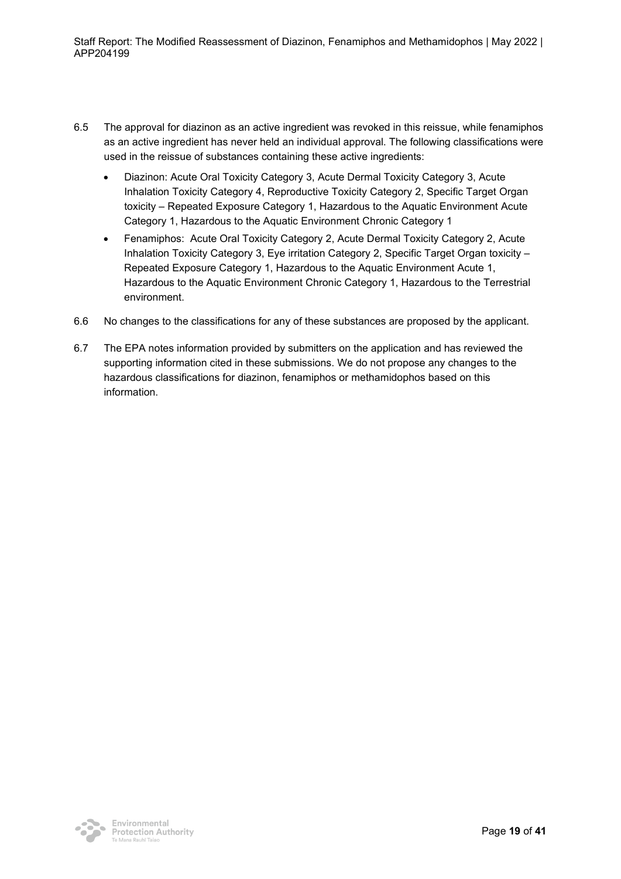6.5 The approval for diazinon as an active ingredient was revoked in this reissue, while fenamiphos as an active ingredient has never held an individual approval. The following classifications were used in the reissue of substances containing these active ingredients:

- Diazinon: Acute Oral Toxicity Category 3, Acute Dermal Toxicity Category 3, Acute Inhalation Toxicity Category 4, Reproductive Toxicity Category 2, Specific Target Organ toxicity – Repeated Exposure Category 1, Hazardous to the Aquatic Environment Acute Category 1, Hazardous to the Aquatic Environment Chronic Category 1
- Fenamiphos: Acute Oral Toxicity Category 2, Acute Dermal Toxicity Category 2, Acute Inhalation Toxicity Category 3, Eye irritation Category 2, Specific Target Organ toxicity – Repeated Exposure Category 1, Hazardous to the Aquatic Environment Acute 1, Hazardous to the Aquatic Environment Chronic Category 1, Hazardous to the Terrestrial environment.

6.6 No changes to the classifications for any of these substances are proposed by the applicant.

6.7 The EPA notes information provided by submitters on the application and has reviewed the supporting information cited in these submissions. We do not propose any changes to the hazardous classifications for diazinon, fenamiphos or methamidophos based on this information.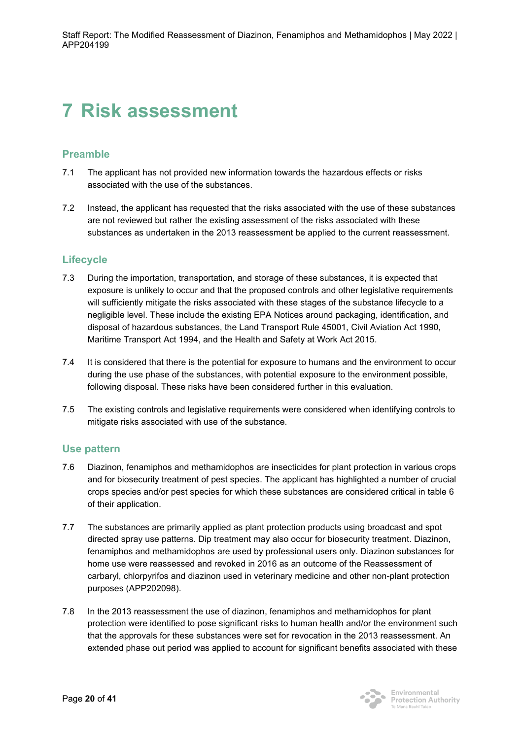# 7 Risk assessment

## Preamble

7.1 The applicant has not provided new information towards the hazardous effects or risks associated with the use of the substances.

7.2 Instead, the applicant has requested that the risks associated with the use of these substances are not reviewed but rather the existing assessment of the risks associated with these substances as undertaken in the 2013 reassessment be applied to the current reassessment.

## Lifecycle

7.3 During the importation, transportation, and storage of these substances, it is expected that exposure is unlikely to occur and that the proposed controls and other legislative requirements will sufficiently mitigate the risks associated with these stages of the substance lifecycle to a negligible level. These include the existing EPA Notices around packaging, identification, and disposal of hazardous substances, the Land Transport Rule 45001, Civil Aviation Act 1990, Maritime Transport Act 1994, and the Health and Safety at Work Act 2015.

7.4 It is considered that there is the potential for exposure to humans and the environment to occur during the use phase of the substances, with potential exposure to the environment possible, following disposal. These risks have been considered further in this evaluation.

7.5 The existing controls and legislative requirements were considered when identifying controls to mitigate risks associated with use of the substance.

## Use pattern

7.6 Diazinon, fenamiphos and methamidophos are insecticides for plant protection in various crops and for biosecurity treatment of pest species. The applicant has highlighted a number of crucial crops species and/or pest species for which these substances are considered critical in table 6 of their application.

7.7 The substances are primarily applied as plant protection products using broadcast and spot directed spray use patterns. Dip treatment may also occur for biosecurity treatment. Diazinon, fenamiphos and methamidophos are used by professional users only. Diazinon substances for home use were reassessed and revoked in 2016 as an outcome of the Reassessment of carbaryl, chlorpyrifos and diazinon used in veterinary medicine and other non-plant protection purposes (APP202098).

7.8 In the 2013 reassessment the use of diazinon, fenamiphos and methamidophos for plant protection were identified to pose significant risks to human health and/or the environment such that the approvals for these substances were set for revocation in the 2013 reassessment. An extended phase out period was applied to account for significant benefits associated with these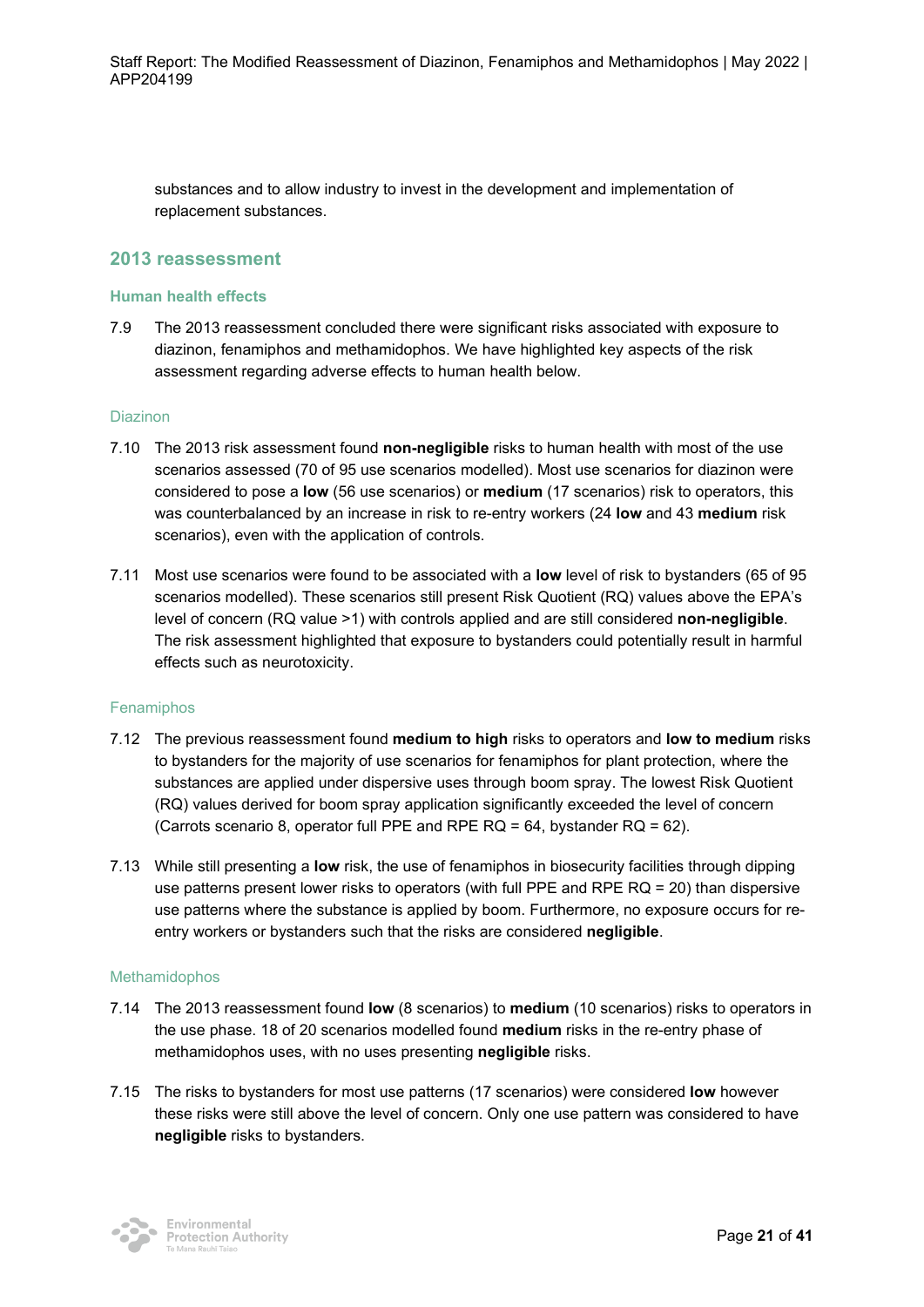substances and to allow industry to invest in the development and implementation of replacement substances.

## 2013 reassessment

### Human health effects

7.9 The 2013 reassessment concluded there were significant risks associated with exposure to diazinon, fenamiphos and methamidophos. We have highlighted key aspects of the risk assessment regarding adverse effects to human health below.

#### Diazinon

7.10 The 2013 risk assessment found **non-negligible** risks to human health with most of the use scenarios assessed (70 of 95 use scenarios modelled). Most use scenarios for diazinon were considered to pose a **low** (56 use scenarios) or **medium** (17 scenarios) risk to operators, this was counterbalanced by an increase in risk to re-entry workers (24 **low** and 43 **medium** risk scenarios), even with the application of controls.

7.11 Most use scenarios were found to be associated with a **low** level of risk to bystanders (65 of 95 scenarios modelled). These scenarios still present Risk Quotient (RQ) values above the EPA's level of concern (RQ value >1) with controls applied and are still considered **non-negligible**. The risk assessment highlighted that exposure to bystanders could potentially result in harmful effects such as neurotoxicity.

#### Fenamiphos

7.12 The previous reassessment found **medium to high** risks to operators and **low to medium** risks to bystanders for the majority of use scenarios for fenamiphos for plant protection, where the substances are applied under dispersive uses through boom spray. The lowest Risk Quotient (RQ) values derived for boom spray application significantly exceeded the level of concern (Carrots scenario 8, operator full PPE and RPE RQ = 64, bystander RQ = 62).

7.13 While still presenting a **low** risk, the use of fenamiphos in biosecurity facilities through dipping use patterns present lower risks to operators (with full PPE and RPE RQ = 20) than dispersive use patterns where the substance is applied by boom. Furthermore, no exposure occurs for re-entry workers or bystanders such that the risks are considered **negligible**.

#### Methamidophos

7.14 The 2013 reassessment found **low** (8 scenarios) to **medium** (10 scenarios) risks to operators in the use phase. 18 of 20 scenarios modelled found **medium** risks in the re-entry phase of methamidophos uses, with no uses presenting **negligible** risks.

7.15 The risks to bystanders for most use patterns (17 scenarios) were considered **low** however these risks were still above the level of concern. Only one use pattern was considered to have **negligible** risks to bystanders.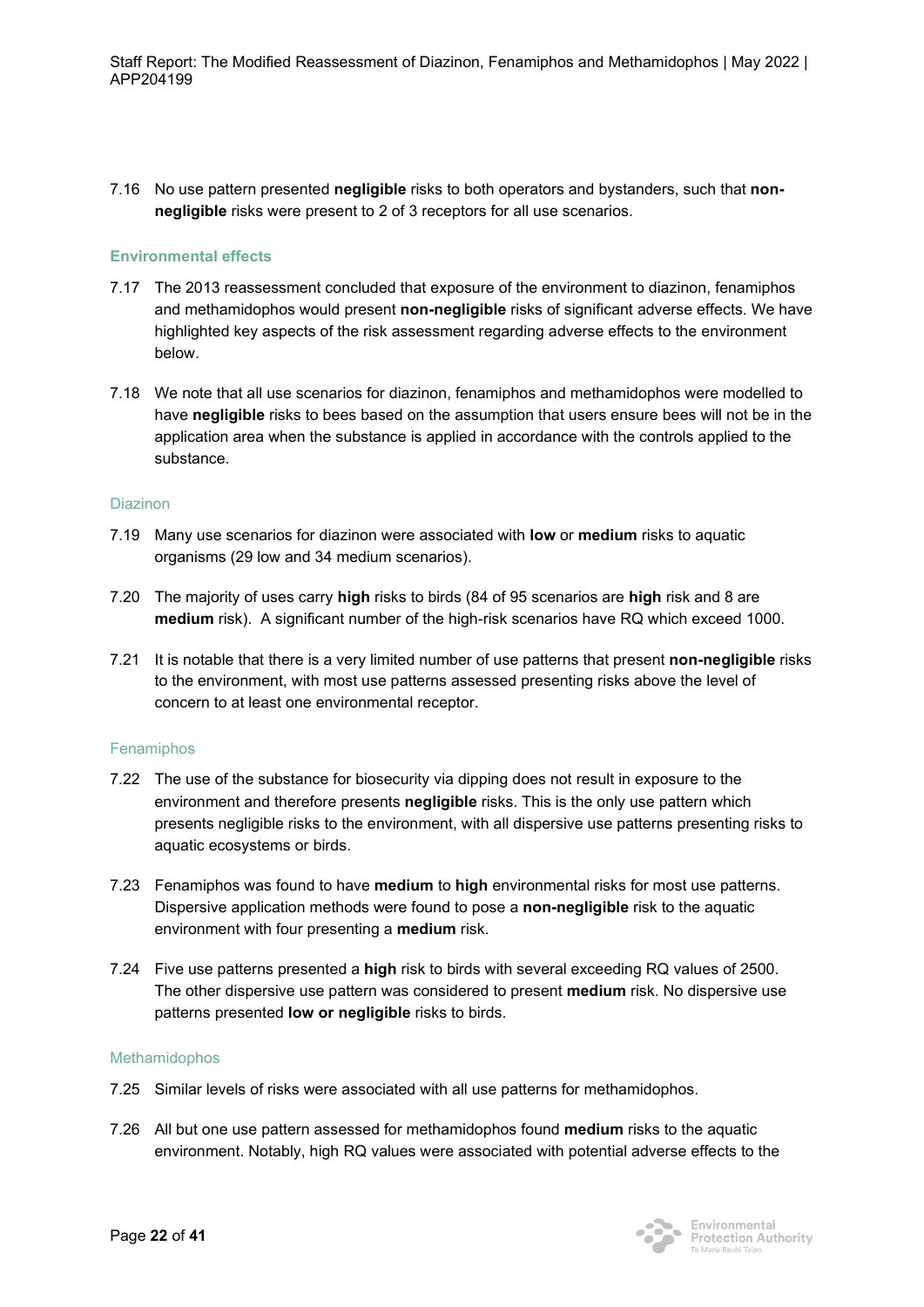7.16 No use pattern presented **negligible** risks to both operators and bystanders, such that **non-negligible** risks were present to 2 of 3 receptors for all use scenarios.

### Environmental effects

7.17 The 2013 reassessment concluded that exposure of the environment to diazinon, fenamiphos and methamidophos would present **non-negligible** risks of significant adverse effects. We have highlighted key aspects of the risk assessment regarding adverse effects to the environment below.

7.18 We note that all use scenarios for diazinon, fenamiphos and methamidophos were modelled to have **negligible** risks to bees based on the assumption that users ensure bees will not be in the application area when the substance is applied in accordance with the controls applied to the substance.

#### Diazinon

7.19 Many use scenarios for diazinon were associated with **low** or **medium** risks to aquatic organisms (29 low and 34 medium scenarios).

7.20 The majority of uses carry **high** risks to birds (84 of 95 scenarios are **high** risk and 8 are **medium** risk). A significant number of the high-risk scenarios have RQ which exceed 1000.

7.21 It is notable that there is a very limited number of use patterns that present **non-negligible** risks to the environment, with most use patterns assessed presenting risks above the level of concern to at least one environmental receptor.

#### Fenamiphos

7.22 The use of the substance for biosecurity via dipping does not result in exposure to the environment and therefore presents **negligible** risks. This is the only use pattern which presents negligible risks to the environment, with all dispersive use patterns presenting risks to aquatic ecosystems or birds.

7.23 Fenamiphos was found to have **medium** to **high** environmental risks for most use patterns. Dispersive application methods were found to pose a **non-negligible** risk to the aquatic environment with four presenting a **medium** risk.

7.24 Five use patterns presented a **high** risk to birds with several exceeding RQ values of 2500. The other dispersive use pattern was considered to present **medium** risk. No dispersive use patterns presented **low or negligible** risks to birds.

#### Methamidophos

7.25 Similar levels of risks were associated with all use patterns for methamidophos.

7.26 All but one use pattern assessed for methamidophos found **medium** risks to the aquatic environment. Notably, high RQ values were associated with potential adverse effects to the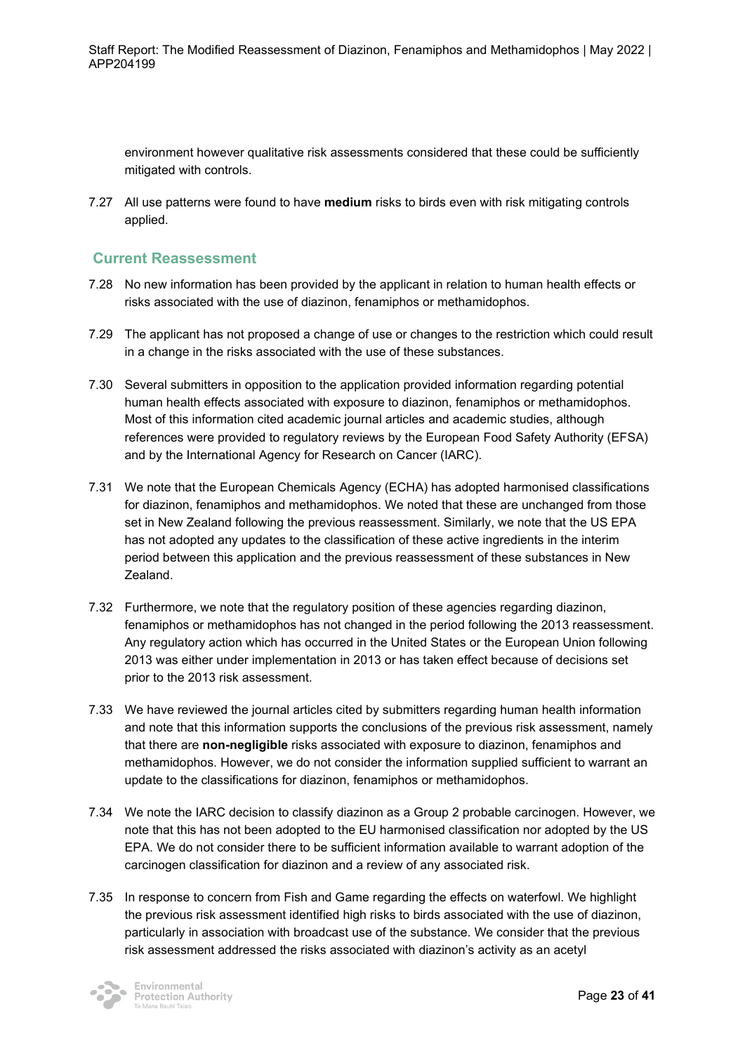environment however qualitative risk assessments considered that these could be sufficiently mitigated with controls.

7.27 All use patterns were found to have **medium** risks to birds even with risk mitigating controls applied.

## Current Reassessment

7.28 No new information has been provided by the applicant in relation to human health effects or risks associated with the use of diazinon, fenamiphos or methamidophos.

7.29 The applicant has not proposed a change of use or changes to the restriction which could result in a change in the risks associated with the use of these substances.

7.30 Several submitters in opposition to the application provided information regarding potential human health effects associated with exposure to diazinon, fenamiphos or methamidophos. Most of this information cited academic journal articles and academic studies, although references were provided to regulatory reviews by the European Food Safety Authority (EFSA) and by the International Agency for Research on Cancer (IARC).

7.31 We note that the European Chemicals Agency (ECHA) has adopted harmonised classifications for diazinon, fenamiphos and methamidophos. We noted that these are unchanged from those set in New Zealand following the previous reassessment. Similarly, we note that the US EPA has not adopted any updates to the classification of these active ingredients in the interim period between this application and the previous reassessment of these substances in New Zealand.

7.32 Furthermore, we note that the regulatory position of these agencies regarding diazinon, fenamiphos or methamidophos has not changed in the period following the 2013 reassessment. Any regulatory action which has occurred in the United States or the European Union following 2013 was either under implementation in 2013 or has taken effect because of decisions set prior to the 2013 risk assessment.

7.33 We have reviewed the journal articles cited by submitters regarding human health information and note that this information supports the conclusions of the previous risk assessment, namely that there are **non-negligible** risks associated with exposure to diazinon, fenamiphos and methamidophos. However, we do not consider the information supplied sufficient to warrant an update to the classifications for diazinon, fenamiphos or methamidophos.

7.34 We note the IARC decision to classify diazinon as a Group 2 probable carcinogen. However, we note that this has not been adopted to the EU harmonised classification nor adopted by the US EPA. We do not consider there to be sufficient information available to warrant adoption of the carcinogen classification for diazinon and a review of any associated risk.

7.35 In response to concern from Fish and Game regarding the effects on waterfowl. We highlight the previous risk assessment identified high risks to birds associated with the use of diazinon, particularly in association with broadcast use of the substance. We consider that the previous risk assessment addressed the risks associated with diazinon's activity as an acetyl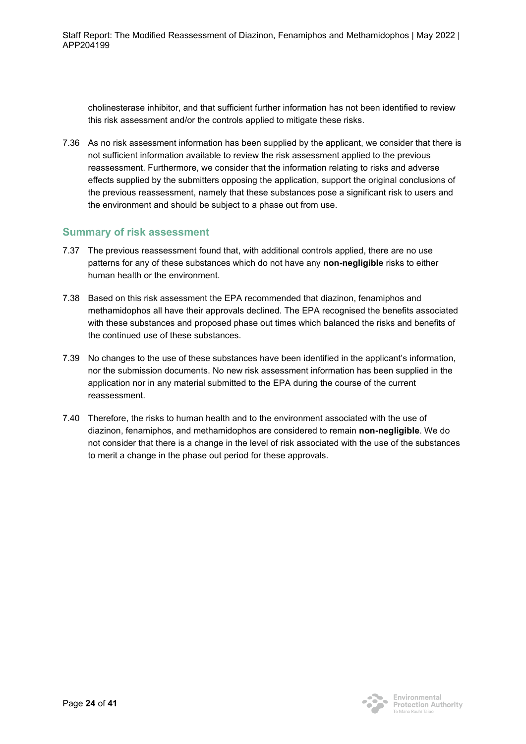cholinesterase inhibitor, and that sufficient further information has not been identified to review this risk assessment and/or the controls applied to mitigate these risks.

7.36 As no risk assessment information has been supplied by the applicant, we consider that there is not sufficient information available to review the risk assessment applied to the previous reassessment. Furthermore, we consider that the information relating to risks and adverse effects supplied by the submitters opposing the application, support the original conclusions of the previous reassessment, namely that these substances pose a significant risk to users and the environment and should be subject to a phase out from use.

## Summary of risk assessment

7.37 The previous reassessment found that, with additional controls applied, there are no use patterns for any of these substances which do not have any **non-negligible** risks to either human health or the environment.

7.38 Based on this risk assessment the EPA recommended that diazinon, fenamiphos and methamidophos all have their approvals declined. The EPA recognised the benefits associated with these substances and proposed phase out times which balanced the risks and benefits of the continued use of these substances.

7.39 No changes to the use of these substances have been identified in the applicant's information, nor the submission documents. No new risk assessment information has been supplied in the application nor in any material submitted to the EPA during the course of the current reassessment.

7.40 Therefore, the risks to human health and to the environment associated with the use of diazinon, fenamiphos, and methamidophos are considered to remain **non-negligible**. We do not consider that there is a change in the level of risk associated with the use of the substances to merit a change in the phase out period for these approvals.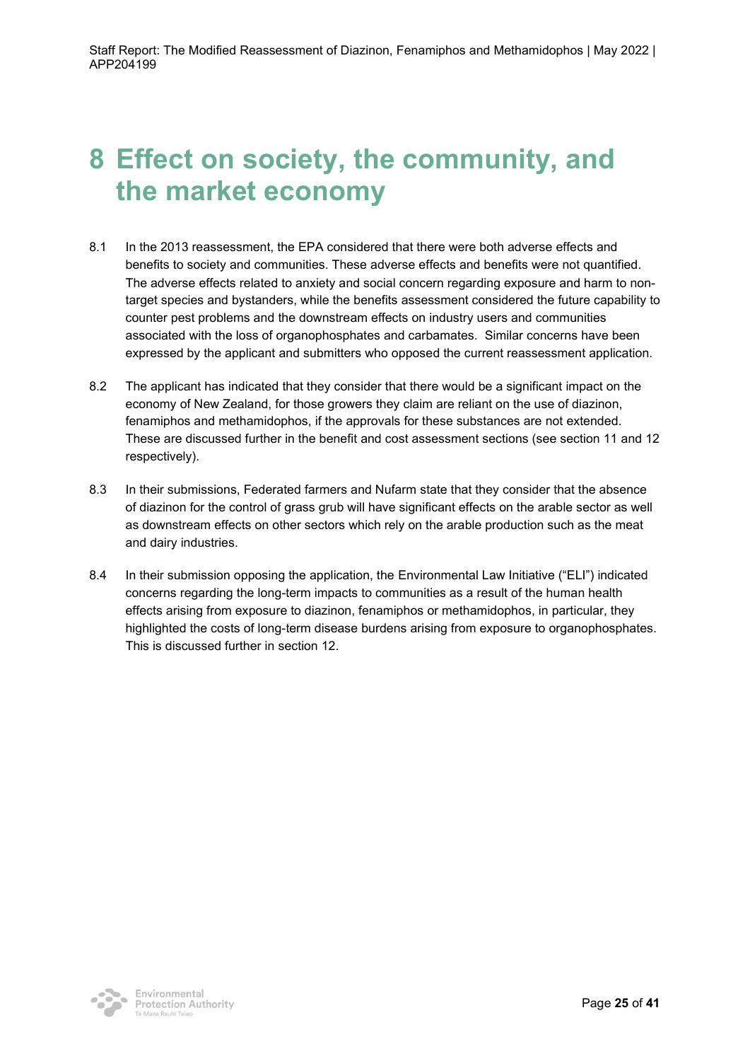# 8 Effect on society, the community, and the market economy

8.1 In the 2013 reassessment, the EPA considered that there were both adverse effects and benefits to society and communities. These adverse effects and benefits were not quantified. The adverse effects related to anxiety and social concern regarding exposure and harm to non-target species and bystanders, while the benefits assessment considered the future capability to counter pest problems and the downstream effects on industry users and communities associated with the loss of organophosphates and carbamates. Similar concerns have been expressed by the applicant and submitters who opposed the current reassessment application.

8.2 The applicant has indicated that they consider that there would be a significant impact on the economy of New Zealand, for those growers they claim are reliant on the use of diazinon, fenamiphos and methamidophos, if the approvals for these substances are not extended. These are discussed further in the benefit and cost assessment sections (see section 11 and 12 respectively).

8.3 In their submissions, Federated farmers and Nufarm state that they consider that the absence of diazinon for the control of grass grub will have significant effects on the arable sector as well as downstream effects on other sectors which rely on the arable production such as the meat and dairy industries.

8.4 In their submission opposing the application, the Environmental Law Initiative ("ELI") indicated concerns regarding the long-term impacts to communities as a result of the human health effects arising from exposure to diazinon, fenamiphos or methamidophos, in particular, they highlighted the costs of long-term disease burdens arising from exposure to organophosphates. This is discussed further in section 12.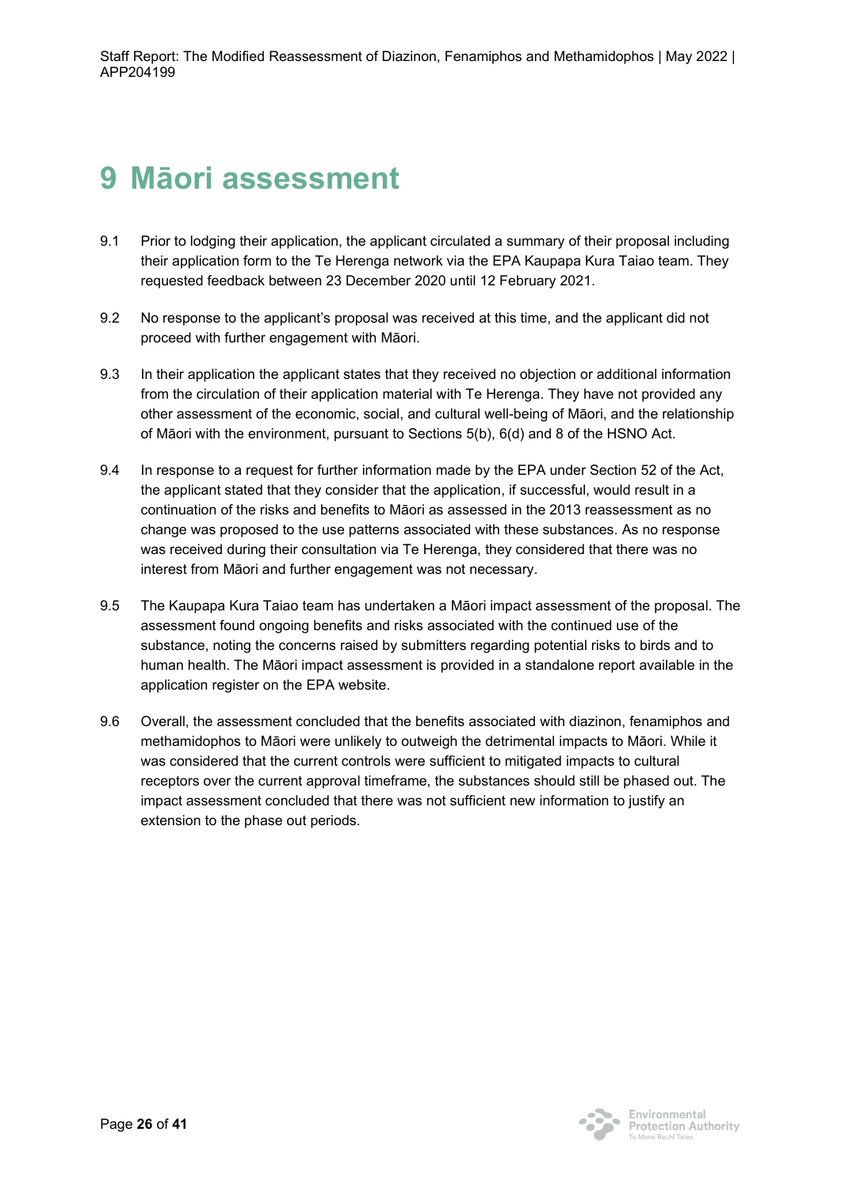# 9 Māori assessment

9.1 Prior to lodging their application, the applicant circulated a summary of their proposal including their application form to the Te Herenga network via the EPA Kaupapa Kura Taiao team. They requested feedback between 23 December 2020 until 12 February 2021.

9.2 No response to the applicant's proposal was received at this time, and the applicant did not proceed with further engagement with Māori.

9.3 In their application the applicant states that they received no objection or additional information from the circulation of their application material with Te Herenga. They have not provided any other assessment of the economic, social, and cultural well-being of Māori, and the relationship of Māori with the environment, pursuant to Sections 5(b), 6(d) and 8 of the HSNO Act.

9.4 In response to a request for further information made by the EPA under Section 52 of the Act, the applicant stated that they consider that the application, if successful, would result in a continuation of the risks and benefits to Māori as assessed in the 2013 reassessment as no change was proposed to the use patterns associated with these substances. As no response was received during their consultation via Te Herenga, they considered that there was no interest from Māori and further engagement was not necessary.

9.5 The Kaupapa Kura Taiao team has undertaken a Māori impact assessment of the proposal. The assessment found ongoing benefits and risks associated with the continued use of the substance, noting the concerns raised by submitters regarding potential risks to birds and to human health. The Māori impact assessment is provided in a standalone report available in the application register on the EPA website.

9.6 Overall, the assessment concluded that the benefits associated with diazinon, fenamiphos and methamidophos to Māori were unlikely to outweigh the detrimental impacts to Māori. While it was considered that the current controls were sufficient to mitigated impacts to cultural receptors over the current approval timeframe, the substances should still be phased out. The impact assessment concluded that there was not sufficient new information to justify an extension to the phase out periods.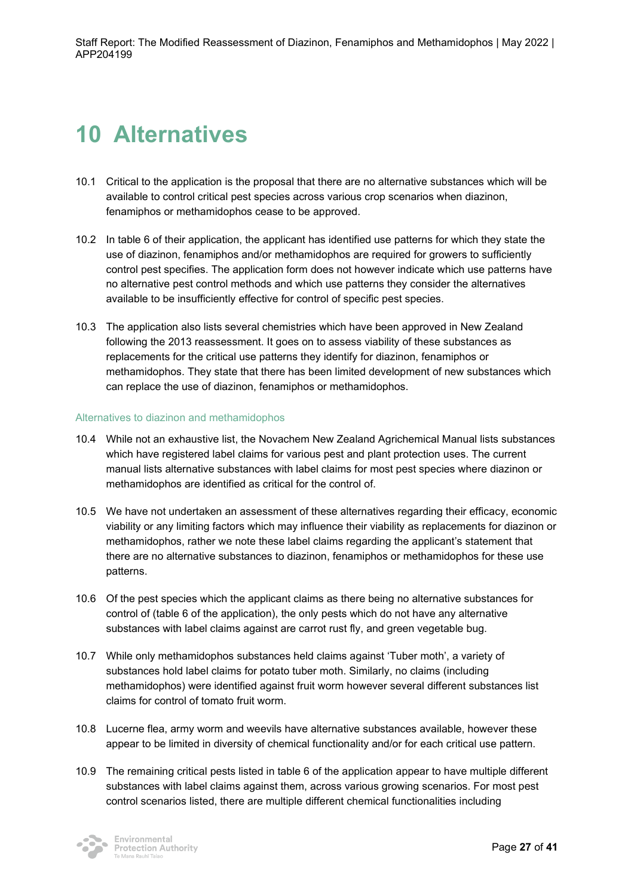# 10 Alternatives

10.1 Critical to the application is the proposal that there are no alternative substances which will be available to control critical pest species across various crop scenarios when diazinon, fenamiphos or methamidophos cease to be approved.

10.2 In table 6 of their application, the applicant has identified use patterns for which they state the use of diazinon, fenamiphos and/or methamidophos are required for growers to sufficiently control pest specifies. The application form does not however indicate which use patterns have no alternative pest control methods and which use patterns they consider the alternatives available to be insufficiently effective for control of specific pest species.

10.3 The application also lists several chemistries which have been approved in New Zealand following the 2013 reassessment. It goes on to assess viability of these substances as replacements for the critical use patterns they identify for diazinon, fenamiphos or methamidophos. They state that there has been limited development of new substances which can replace the use of diazinon, fenamiphos or methamidophos.

### Alternatives to diazinon and methamidophos

10.4 While not an exhaustive list, the Novachem New Zealand Agrichemical Manual lists substances which have registered label claims for various pest and plant protection uses. The current manual lists alternative substances with label claims for most pest species where diazinon or methamidophos are identified as critical for the control of.

10.5 We have not undertaken an assessment of these alternatives regarding their efficacy, economic viability or any limiting factors which may influence their viability as replacements for diazinon or methamidophos, rather we note these label claims regarding the applicant's statement that there are no alternative substances to diazinon, fenamiphos or methamidophos for these use patterns.

10.6 Of the pest species which the applicant claims as there being no alternative substances for control of (table 6 of the application), the only pests which do not have any alternative substances with label claims against are carrot rust fly, and green vegetable bug.

10.7 While only methamidophos substances held claims against 'Tuber moth', a variety of substances hold label claims for potato tuber moth. Similarly, no claims (including methamidophos) were identified against fruit worm however several different substances list claims for control of tomato fruit worm.

10.8 Lucerne flea, army worm and weevils have alternative substances available, however these appear to be limited in diversity of chemical functionality and/or for each critical use pattern.

10.9 The remaining critical pests listed in table 6 of the application appear to have multiple different substances with label claims against them, across various growing scenarios. For most pest control scenarios listed, there are multiple different chemical functionalities including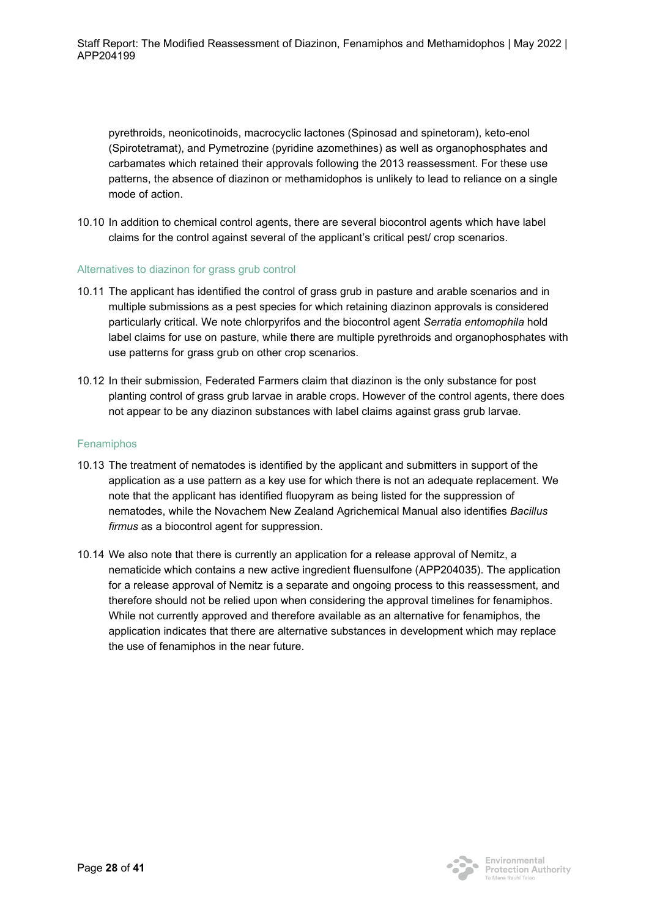pyrethroids, neonicotinoids, macrocyclic lactones (Spinosad and spinetoram), keto-enol (Spirotetramat), and Pymetrozine (pyridine azomethines) as well as organophosphates and carbamates which retained their approvals following the 2013 reassessment. For these use patterns, the absence of diazinon or methamidophos is unlikely to lead to reliance on a single mode of action.

10.10 In addition to chemical control agents, there are several biocontrol agents which have label claims for the control against several of the applicant's critical pest/ crop scenarios.

### Alternatives to diazinon for grass grub control

10.11 The applicant has identified the control of grass grub in pasture and arable scenarios and in multiple submissions as a pest species for which retaining diazinon approvals is considered particularly critical. We note chlorpyrifos and the biocontrol agent *Serratia entomophila* hold label claims for use on pasture, while there are multiple pyrethroids and organophosphates with use patterns for grass grub on other crop scenarios.

10.12 In their submission, Federated Farmers claim that diazinon is the only substance for post planting control of grass grub larvae in arable crops. However of the control agents, there does not appear to be any diazinon substances with label claims against grass grub larvae.

### Fenamiphos

10.13 The treatment of nematodes is identified by the applicant and submitters in support of the application as a use pattern as a key use for which there is not an adequate replacement. We note that the applicant has identified fluopyram as being listed for the suppression of nematodes, while the Novachem New Zealand Agrichemical Manual also identifies *Bacillus firmus* as a biocontrol agent for suppression.

10.14 We also note that there is currently an application for a release approval of Nemitz, a nematicide which contains a new active ingredient fluensulfone (APP204035). The application for a release approval of Nemitz is a separate and ongoing process to this reassessment, and therefore should not be relied upon when considering the approval timelines for fenamiphos. While not currently approved and therefore available as an alternative for fenamiphos, the application indicates that there are alternative substances in development which may replace the use of fenamiphos in the near future.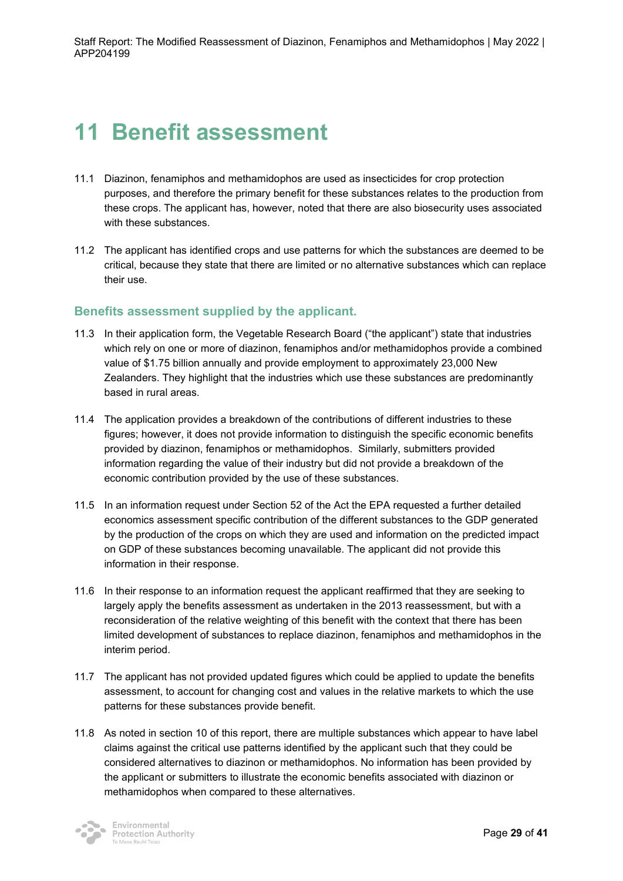# 11 Benefit assessment

11.1 Diazinon, fenamiphos and methamidophos are used as insecticides for crop protection purposes, and therefore the primary benefit for these substances relates to the production from these crops. The applicant has, however, noted that there are also biosecurity uses associated with these substances.

11.2 The applicant has identified crops and use patterns for which the substances are deemed to be critical, because they state that there are limited or no alternative substances which can replace their use.

## Benefits assessment supplied by the applicant.

11.3 In their application form, the Vegetable Research Board ("the applicant") state that industries which rely on one or more of diazinon, fenamiphos and/or methamidophos provide a combined value of $1.75 billion annually and provide employment to approximately 23,000 New Zealanders. They highlight that the industries which use these substances are predominantly based in rural areas.

11.4 The application provides a breakdown of the contributions of different industries to these figures; however, it does not provide information to distinguish the specific economic benefits provided by diazinon, fenamiphos or methamidophos. Similarly, submitters provided information regarding the value of their industry but did not provide a breakdown of the economic contribution provided by the use of these substances.

11.5 In an information request under Section 52 of the Act the EPA requested a further detailed economics assessment specific contribution of the different substances to the GDP generated by the production of the crops on which they are used and information on the predicted impact on GDP of these substances becoming unavailable. The applicant did not provide this information in their response.

11.6 In their response to an information request the applicant reaffirmed that they are seeking to largely apply the benefits assessment as undertaken in the 2013 reassessment, but with a reconsideration of the relative weighting of this benefit with the context that there has been limited development of substances to replace diazinon, fenamiphos and methamidophos in the interim period.

11.7 The applicant has not provided updated figures which could be applied to update the benefits assessment, to account for changing cost and values in the relative markets to which the use patterns for these substances provide benefit.

11.8 As noted in section 10 of this report, there are multiple substances which appear to have label claims against the critical use patterns identified by the applicant such that they could be considered alternatives to diazinon or methamidophos. No information has been provided by the applicant or submitters to illustrate the economic benefits associated with diazinon or methamidophos when compared to these alternatives.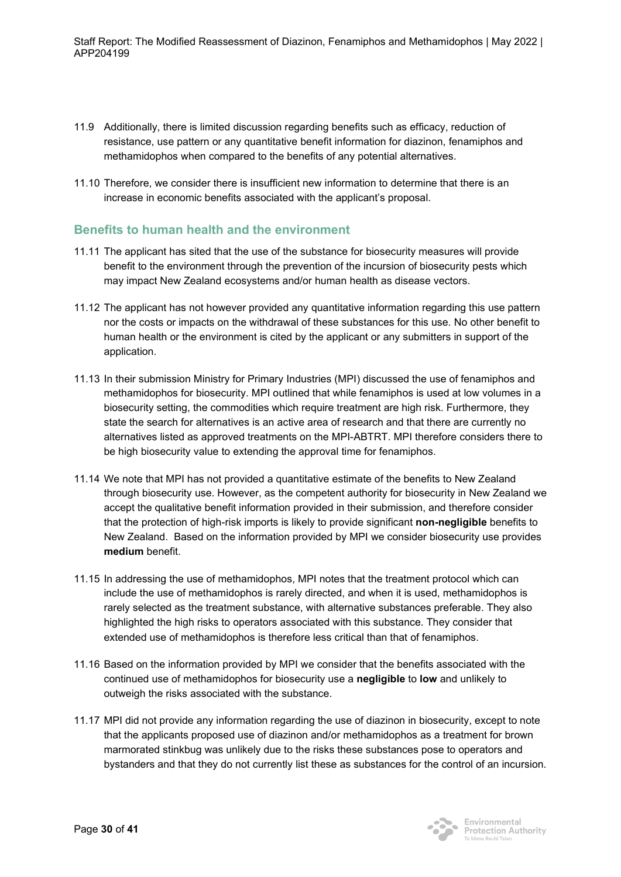11.9 Additionally, there is limited discussion regarding benefits such as efficacy, reduction of resistance, use pattern or any quantitative benefit information for diazinon, fenamiphos and methamidophos when compared to the benefits of any potential alternatives.

11.10 Therefore, we consider there is insufficient new information to determine that there is an increase in economic benefits associated with the applicant's proposal.

## Benefits to human health and the environment

11.11 The applicant has sited that the use of the substance for biosecurity measures will provide benefit to the environment through the prevention of the incursion of biosecurity pests which may impact New Zealand ecosystems and/or human health as disease vectors.

11.12 The applicant has not however provided any quantitative information regarding this use pattern nor the costs or impacts on the withdrawal of these substances for this use. No other benefit to human health or the environment is cited by the applicant or any submitters in support of the application.

11.13 In their submission Ministry for Primary Industries (MPI) discussed the use of fenamiphos and methamidophos for biosecurity. MPI outlined that while fenamiphos is used at low volumes in a biosecurity setting, the commodities which require treatment are high risk. Furthermore, they state the search for alternatives is an active area of research and that there are currently no alternatives listed as approved treatments on the MPI-ABTRT. MPI therefore considers there to be high biosecurity value to extending the approval time for fenamiphos.

11.14 We note that MPI has not provided a quantitative estimate of the benefits to New Zealand through biosecurity use. However, as the competent authority for biosecurity in New Zealand we accept the qualitative benefit information provided in their submission, and therefore consider that the protection of high-risk imports is likely to provide significant **non-negligible** benefits to New Zealand. Based on the information provided by MPI we consider biosecurity use provides **medium** benefit.

11.15 In addressing the use of methamidophos, MPI notes that the treatment protocol which can include the use of methamidophos is rarely directed, and when it is used, methamidophos is rarely selected as the treatment substance, with alternative substances preferable. They also highlighted the high risks to operators associated with this substance. They consider that extended use of methamidophos is therefore less critical than that of fenamiphos.

11.16 Based on the information provided by MPI we consider that the benefits associated with the continued use of methamidophos for biosecurity use a **negligible** to **low** and unlikely to outweigh the risks associated with the substance.

11.17 MPI did not provide any information regarding the use of diazinon in biosecurity, except to note that the applicants proposed use of diazinon and/or methamidophos as a treatment for brown marmorated stinkbug was unlikely due to the risks these substances pose to operators and bystanders and that they do not currently list these as substances for the control of an incursion.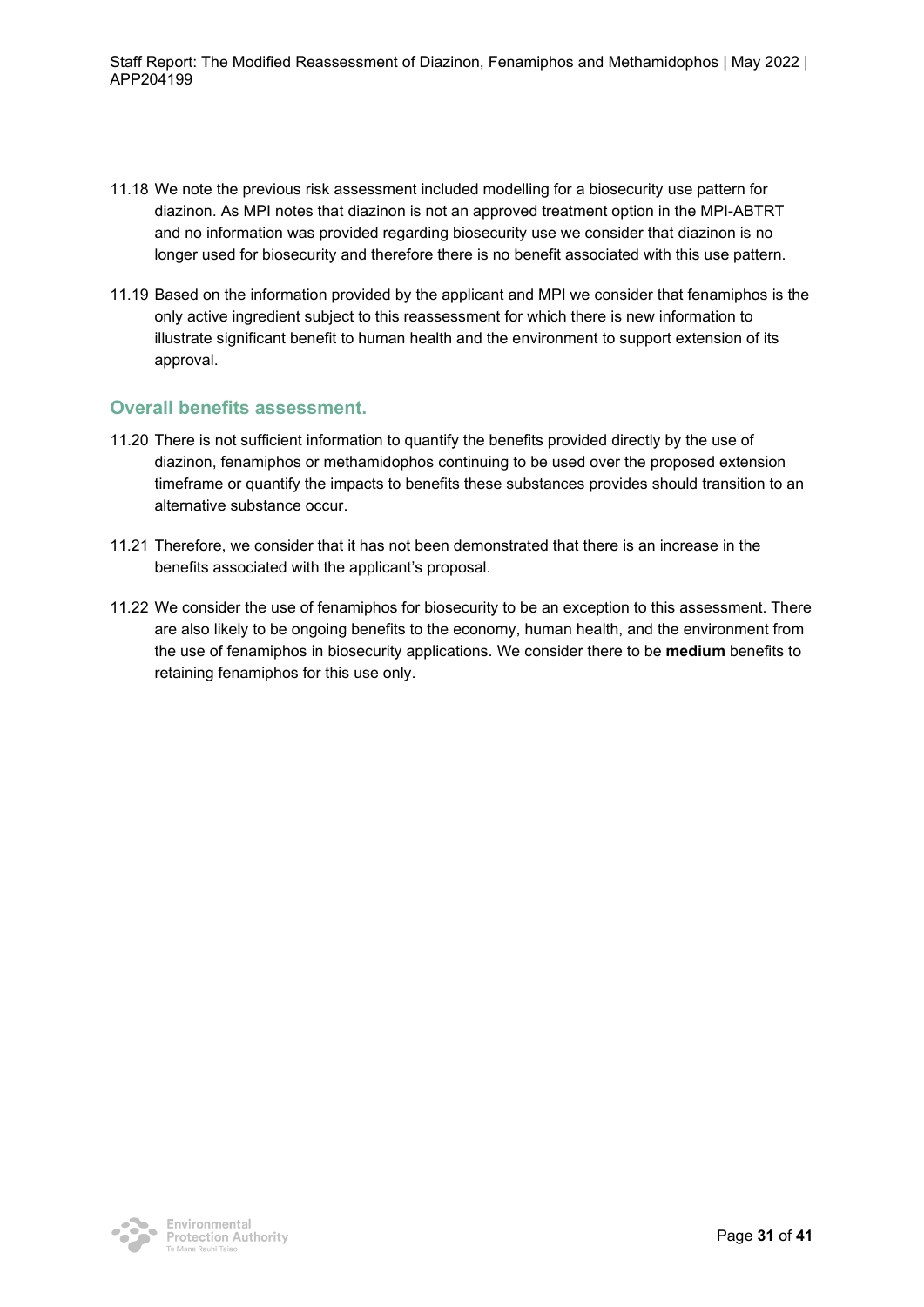11.18 We note the previous risk assessment included modelling for a biosecurity use pattern for diazinon. As MPI notes that diazinon is not an approved treatment option in the MPI-ABTRT and no information was provided regarding biosecurity use we consider that diazinon is no longer used for biosecurity and therefore there is no benefit associated with this use pattern.

11.19 Based on the information provided by the applicant and MPI we consider that fenamiphos is the only active ingredient subject to this reassessment for which there is new information to illustrate significant benefit to human health and the environment to support extension of its approval.

## Overall benefits assessment.

11.20 There is not sufficient information to quantify the benefits provided directly by the use of diazinon, fenamiphos or methamidophos continuing to be used over the proposed extension timeframe or quantify the impacts to benefits these substances provides should transition to an alternative substance occur.

11.21 Therefore, we consider that it has not been demonstrated that there is an increase in the benefits associated with the applicant's proposal.

11.22 We consider the use of fenamiphos for biosecurity to be an exception to this assessment. There are also likely to be ongoing benefits to the economy, human health, and the environment from the use of fenamiphos in biosecurity applications. We consider there to be **medium** benefits to retaining fenamiphos for this use only.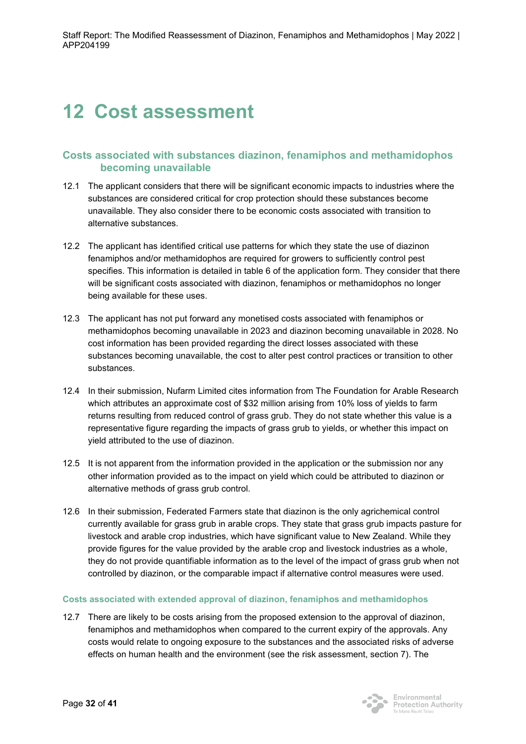# 12 Cost assessment

## Costs associated with substances diazinon, fenamiphos and methamidophos becoming unavailable

12.1 The applicant considers that there will be significant economic impacts to industries where the substances are considered critical for crop protection should these substances become unavailable. They also consider there to be economic costs associated with transition to alternative substances.

12.2 The applicant has identified critical use patterns for which they state the use of diazinon fenamiphos and/or methamidophos are required for growers to sufficiently control pest specifies. This information is detailed in table 6 of the application form. They consider that there will be significant costs associated with diazinon, fenamiphos or methamidophos no longer being available for these uses.

12.3 The applicant has not put forward any monetised costs associated with fenamiphos or methamidophos becoming unavailable in 2023 and diazinon becoming unavailable in 2028. No cost information has been provided regarding the direct losses associated with these substances becoming unavailable, the cost to alter pest control practices or transition to other substances.

12.4 In their submission, Nufarm Limited cites information from The Foundation for Arable Research which attributes an approximate cost of $32 million arising from 10% loss of yields to farm returns resulting from reduced control of grass grub. They do not state whether this value is a representative figure regarding the impacts of grass grub to yields, or whether this impact on yield attributed to the use of diazinon.

12.5 It is not apparent from the information provided in the application or the submission nor any other information provided as to the impact on yield which could be attributed to diazinon or alternative methods of grass grub control.

12.6 In their submission, Federated Farmers state that diazinon is the only agrichemical control currently available for grass grub in arable crops. They state that grass grub impacts pasture for livestock and arable crop industries, which have significant value to New Zealand. While they provide figures for the value provided by the arable crop and livestock industries as a whole, they do not provide quantifiable information as to the level of the impact of grass grub when not controlled by diazinon, or the comparable impact if alternative control measures were used.

### Costs associated with extended approval of diazinon, fenamiphos and methamidophos

12.7 There are likely to be costs arising from the proposed extension to the approval of diazinon, fenamiphos and methamidophos when compared to the current expiry of the approvals. Any costs would relate to ongoing exposure to the substances and the associated risks of adverse effects on human health and the environment (see the risk assessment, section 7). The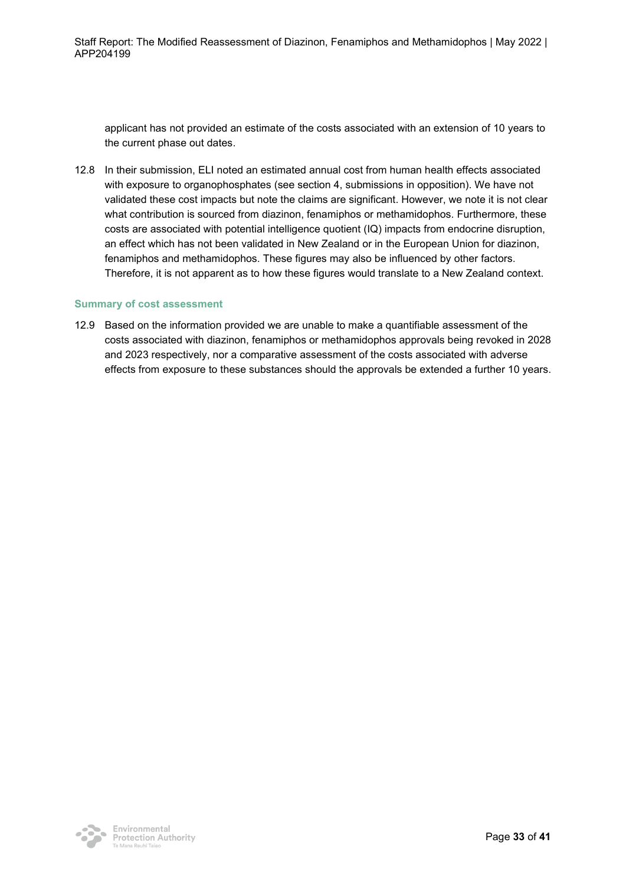applicant has not provided an estimate of the costs associated with an extension of 10 years to the current phase out dates.

12.8 In their submission, ELI noted an estimated annual cost from human health effects associated with exposure to organophosphates (see section 4, submissions in opposition). We have not validated these cost impacts but note the claims are significant. However, we note it is not clear what contribution is sourced from diazinon, fenamiphos or methamidophos. Furthermore, these costs are associated with potential intelligence quotient (IQ) impacts from endocrine disruption, an effect which has not been validated in New Zealand or in the European Union for diazinon, fenamiphos and methamidophos. These figures may also be influenced by other factors. Therefore, it is not apparent as to how these figures would translate to a New Zealand context.

### Summary of cost assessment

12.9 Based on the information provided we are unable to make a quantifiable assessment of the costs associated with diazinon, fenamiphos or methamidophos approvals being revoked in 2028 and 2023 respectively, nor a comparative assessment of the costs associated with adverse effects from exposure to these substances should the approvals be extended a further 10 years.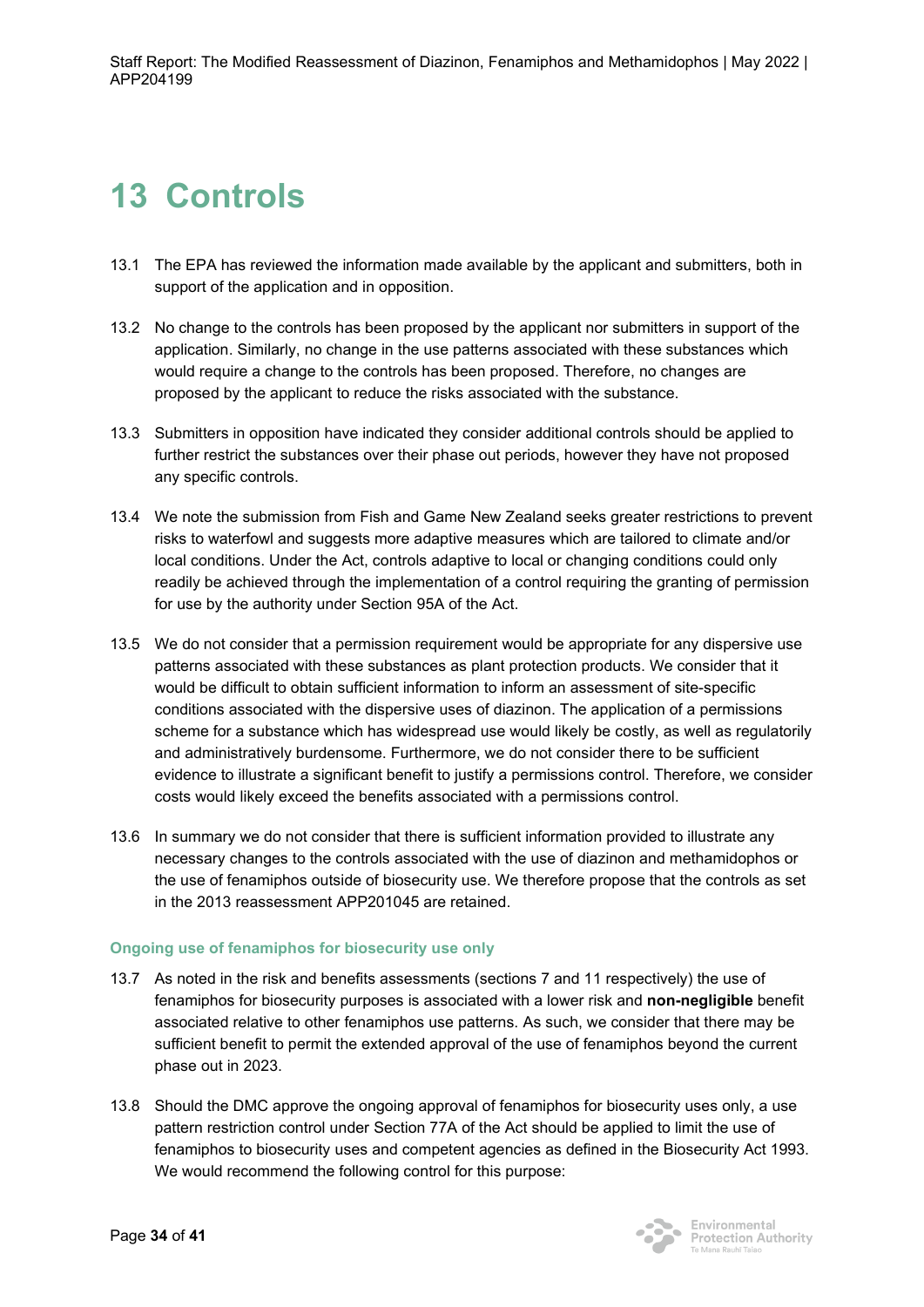# 13 Controls

13.1 The EPA has reviewed the information made available by the applicant and submitters, both in support of the application and in opposition.

13.2 No change to the controls has been proposed by the applicant nor submitters in support of the application. Similarly, no change in the use patterns associated with these substances which would require a change to the controls has been proposed. Therefore, no changes are proposed by the applicant to reduce the risks associated with the substance.

13.3 Submitters in opposition have indicated they consider additional controls should be applied to further restrict the substances over their phase out periods, however they have not proposed any specific controls.

13.4 We note the submission from Fish and Game New Zealand seeks greater restrictions to prevent risks to waterfowl and suggests more adaptive measures which are tailored to climate and/or local conditions. Under the Act, controls adaptive to local or changing conditions could only readily be achieved through the implementation of a control requiring the granting of permission for use by the authority under Section 95A of the Act.

13.5 We do not consider that a permission requirement would be appropriate for any dispersive use patterns associated with these substances as plant protection products. We consider that it would be difficult to obtain sufficient information to inform an assessment of site-specific conditions associated with the dispersive uses of diazinon. The application of a permissions scheme for a substance which has widespread use would likely be costly, as well as regulatorily and administratively burdensome. Furthermore, we do not consider there to be sufficient evidence to illustrate a significant benefit to justify a permissions control. Therefore, we consider costs would likely exceed the benefits associated with a permissions control.

13.6 In summary we do not consider that there is sufficient information provided to illustrate any necessary changes to the controls associated with the use of diazinon and methamidophos or the use of fenamiphos outside of biosecurity use. We therefore propose that the controls as set in the 2013 reassessment APP201045 are retained.

### Ongoing use of fenamiphos for biosecurity use only

13.7 As noted in the risk and benefits assessments (sections 7 and 11 respectively) the use of fenamiphos for biosecurity purposes is associated with a lower risk and **non-negligible** benefit associated relative to other fenamiphos use patterns. As such, we consider that there may be sufficient benefit to permit the extended approval of the use of fenamiphos beyond the current phase out in 2023.

13.8 Should the DMC approve the ongoing approval of fenamiphos for biosecurity uses only, a use pattern restriction control under Section 77A of the Act should be applied to limit the use of fenamiphos to biosecurity uses and competent agencies as defined in the Biosecurity Act 1993. We would recommend the following control for this purpose: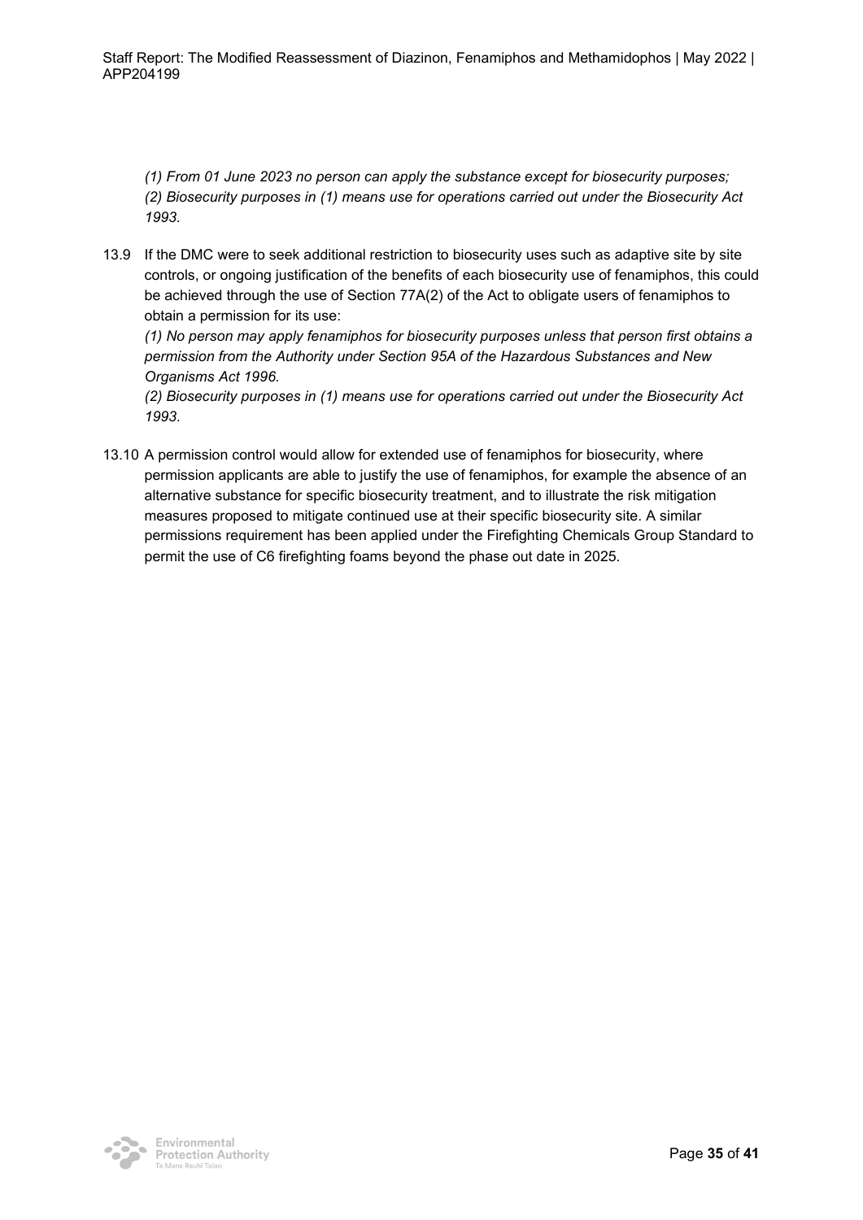*(1) From 01 June 2023 no person can apply the substance except for biosecurity purposes;*
*(2) Biosecurity purposes in (1) means use for operations carried out under the Biosecurity Act 1993.*

13.9 If the DMC were to seek additional restriction to biosecurity uses such as adaptive site by site controls, or ongoing justification of the benefits of each biosecurity use of fenamiphos, this could be achieved through the use of Section 77A(2) of the Act to obligate users of fenamiphos to obtain a permission for its use:

*(1) No person may apply fenamiphos for biosecurity purposes unless that person first obtains a permission from the Authority under Section 95A of the Hazardous Substances and New Organisms Act 1996.*
*(2) Biosecurity purposes in (1) means use for operations carried out under the Biosecurity Act 1993.*

13.10 A permission control would allow for extended use of fenamiphos for biosecurity, where permission applicants are able to justify the use of fenamiphos, for example the absence of an alternative substance for specific biosecurity treatment, and to illustrate the risk mitigation measures proposed to mitigate continued use at their specific biosecurity site. A similar permissions requirement has been applied under the Firefighting Chemicals Group Standard to permit the use of C6 firefighting foams beyond the phase out date in 2025.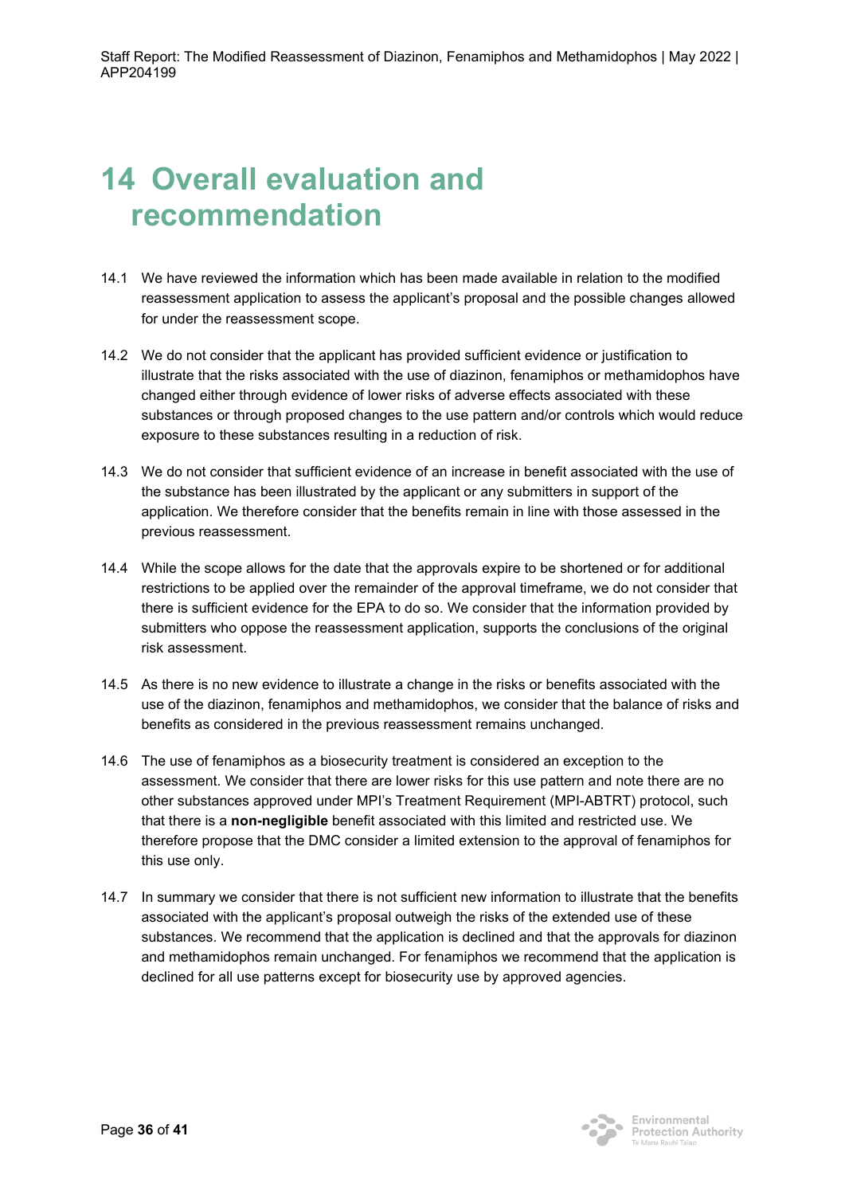# 14 Overall evaluation and recommendation

14.1 We have reviewed the information which has been made available in relation to the modified reassessment application to assess the applicant's proposal and the possible changes allowed for under the reassessment scope.

14.2 We do not consider that the applicant has provided sufficient evidence or justification to illustrate that the risks associated with the use of diazinon, fenamiphos or methamidophos have changed either through evidence of lower risks of adverse effects associated with these substances or through proposed changes to the use pattern and/or controls which would reduce exposure to these substances resulting in a reduction of risk.

14.3 We do not consider that sufficient evidence of an increase in benefit associated with the use of the substance has been illustrated by the applicant or any submitters in support of the application. We therefore consider that the benefits remain in line with those assessed in the previous reassessment.

14.4 While the scope allows for the date that the approvals expire to be shortened or for additional restrictions to be applied over the remainder of the approval timeframe, we do not consider that there is sufficient evidence for the EPA to do so. We consider that the information provided by submitters who oppose the reassessment application, supports the conclusions of the original risk assessment.

14.5 As there is no new evidence to illustrate a change in the risks or benefits associated with the use of the diazinon, fenamiphos and methamidophos, we consider that the balance of risks and benefits as considered in the previous reassessment remains unchanged.

14.6 The use of fenamiphos as a biosecurity treatment is considered an exception to the assessment. We consider that there are lower risks for this use pattern and note there are no other substances approved under MPI's Treatment Requirement (MPI-ABTRT) protocol, such that there is a **non-negligible** benefit associated with this limited and restricted use. We therefore propose that the DMC consider a limited extension to the approval of fenamiphos for this use only.

14.7 In summary we consider that there is not sufficient new information to illustrate that the benefits associated with the applicant's proposal outweigh the risks of the extended use of these substances. We recommend that the application is declined and that the approvals for diazinon and methamidophos remain unchanged. For fenamiphos we recommend that the application is declined for all use patterns except for biosecurity use by approved agencies.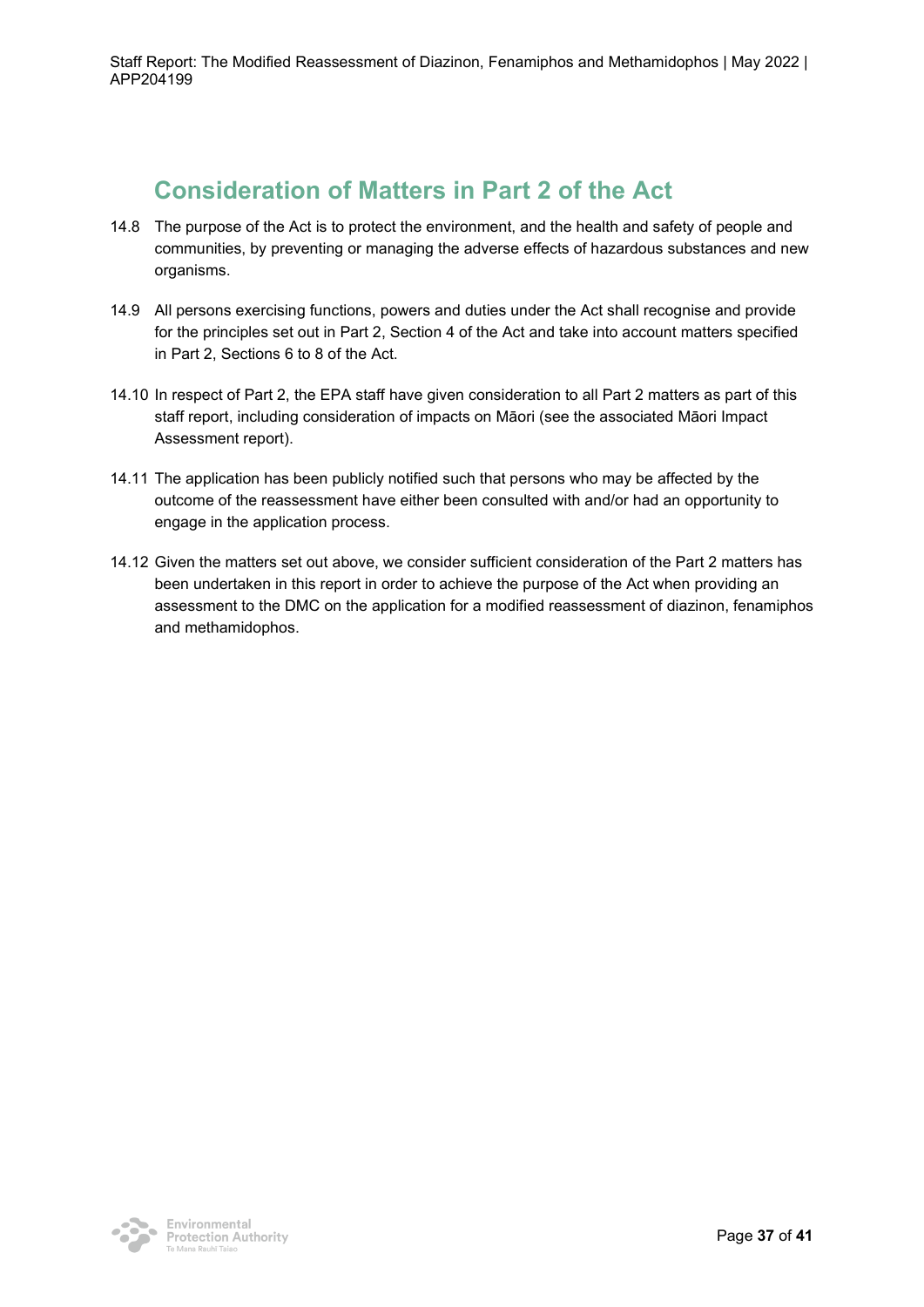## Consideration of Matters in Part 2 of the Act

14.8 The purpose of the Act is to protect the environment, and the health and safety of people and communities, by preventing or managing the adverse effects of hazardous substances and new organisms.

14.9 All persons exercising functions, powers and duties under the Act shall recognise and provide for the principles set out in Part 2, Section 4 of the Act and take into account matters specified in Part 2, Sections 6 to 8 of the Act.

14.10 In respect of Part 2, the EPA staff have given consideration to all Part 2 matters as part of this staff report, including consideration of impacts on Māori (see the associated Māori Impact Assessment report).

14.11 The application has been publicly notified such that persons who may be affected by the outcome of the reassessment have either been consulted with and/or had an opportunity to engage in the application process.

14.12 Given the matters set out above, we consider sufficient consideration of the Part 2 matters has been undertaken in this report in order to achieve the purpose of the Act when providing an assessment to the DMC on the application for a modified reassessment of diazinon, fenamiphos and methamidophos.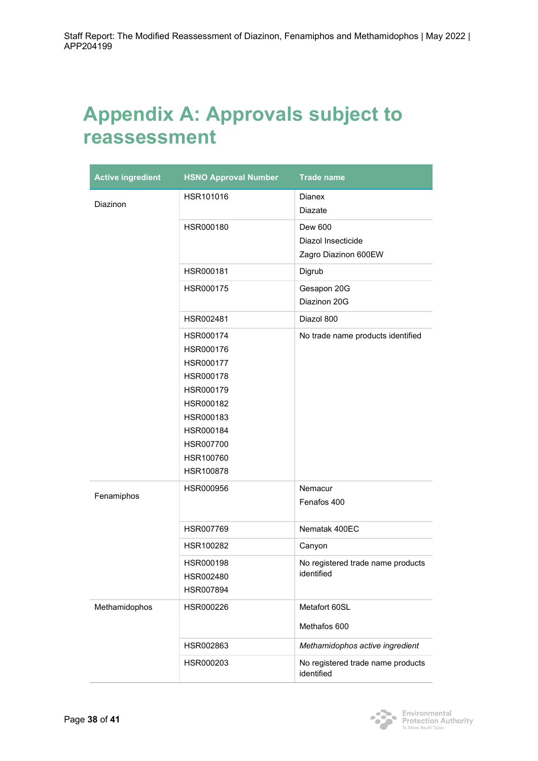# Appendix A: Approvals subject to reassessment

| Active ingredient | HSNO Approval Number | Trade name |
|---|---|---|
| Diazinon | HSR101016 | Dianex<br>Diazate |
| | HSR000180 | Dew 600<br>Diazol Insecticide<br>Zagro Diazinon 600EW |
| | HSR000181 | Digrub |
| | HSR000175 | Gesapon 20G<br>Diazinon 20G |
| | HSR002481 | Diazol 800 |
| | HSR000174<br>HSR000176<br>HSR000177<br>HSR000178<br>HSR000179<br>HSR000182<br>HSR000183<br>HSR000184<br>HSR007700<br>HSR100760<br>HSR100878 | No trade name products identified |
| Fenamiphos | HSR000956 | Nemacur<br>Fenafos 400 |
| | HSR007769 | Nematak 400EC |
| | HSR100282 | Canyon |
| | HSR000198<br>HSR002480<br>HSR007894 | No registered trade name products identified |
| Methamidophos | HSR000226 | Metafort 60SL<br>Methafos 600 |
| | HSR002863 | *Methamidophos active ingredient* |
| | HSR000203 | No registered trade name products identified |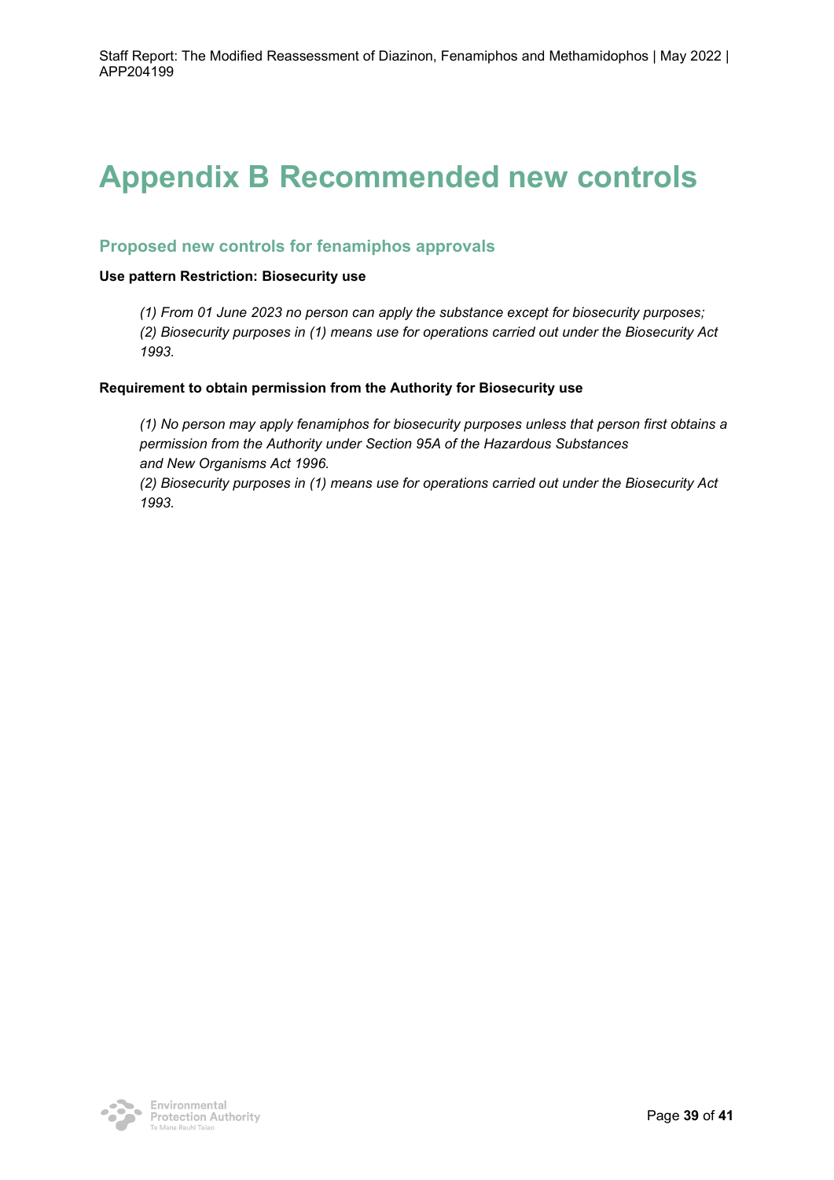# Appendix B Recommended new controls

## Proposed new controls for fenamiphos approvals

**Use pattern Restriction: Biosecurity use**

*(1) From 01 June 2023 no person can apply the substance except for biosecurity purposes;*
*(2) Biosecurity purposes in (1) means use for operations carried out under the Biosecurity Act 1993.*

**Requirement to obtain permission from the Authority for Biosecurity use**

*(1) No person may apply fenamiphos for biosecurity purposes unless that person first obtains a permission from the Authority under Section 95A of the Hazardous Substances and New Organisms Act 1996.*
*(2) Biosecurity purposes in (1) means use for operations carried out under the Biosecurity Act 1993.*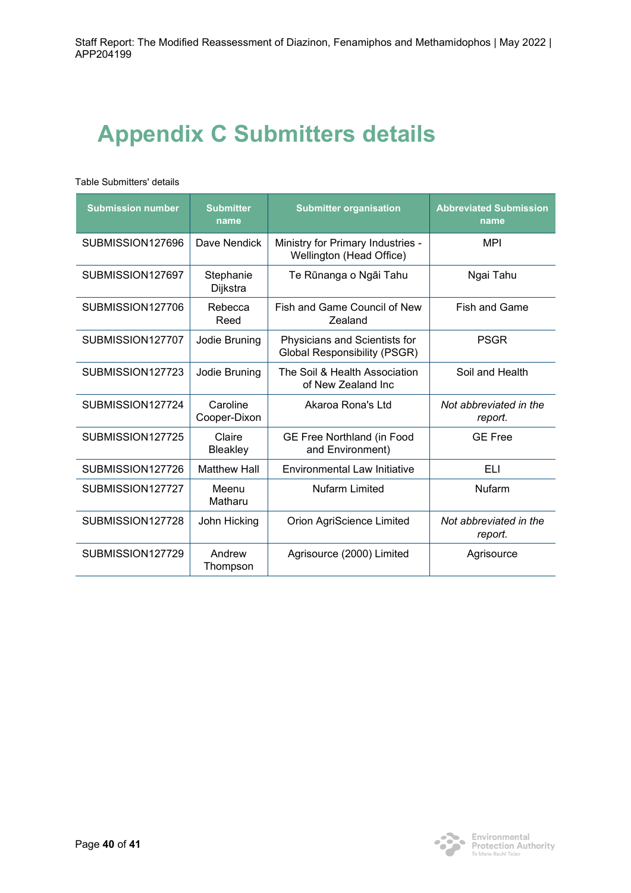# Appendix C Submitters details

Table Submitters' details

| Submission number | Submitter name | Submitter organisation | Abbreviated Submission name |
|---|---|---|---|
| SUBMISSION127696 | Dave Nendick | Ministry for Primary Industries - Wellington (Head Office) | MPI |
| SUBMISSION127697 | Stephanie Dijkstra | Te Rūnanga o Ngāi Tahu | Ngai Tahu |
| SUBMISSION127706 | Rebecca Reed | Fish and Game Council of New Zealand | Fish and Game |
| SUBMISSION127707 | Jodie Bruning | Physicians and Scientists for Global Responsibility (PSGR) | PSGR |
| SUBMISSION127723 | Jodie Bruning | The Soil & Health Association of New Zealand Inc | Soil and Health |
| SUBMISSION127724 | Caroline Cooper-Dixon | Akaroa Rona's Ltd | *Not abbreviated in the report.* |
| SUBMISSION127725 | Claire Bleakley | GE Free Northland (in Food and Environment) | GE Free |
| SUBMISSION127726 | Matthew Hall | Environmental Law Initiative | ELI |
| SUBMISSION127727 | Meenu Matharu | Nufarm Limited | Nufarm |
| SUBMISSION127728 | John Hicking | Orion AgriScience Limited | *Not abbreviated in the report.* |
| SUBMISSION127729 | Andrew Thompson | Agrisource (2000) Limited | Agrisource |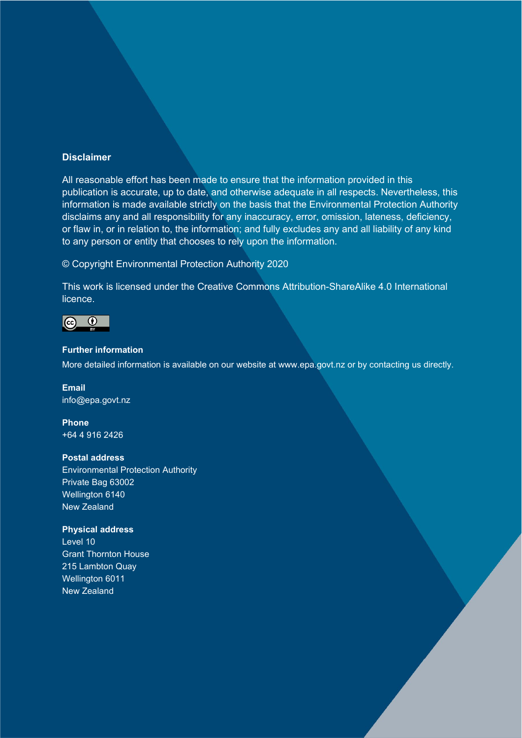**Disclaimer**

All reasonable effort has been made to ensure that the information provided in this publication is accurate, up to date, and otherwise adequate in all respects. Nevertheless, this information is made available strictly on the basis that the Environmental Protection Authority disclaims any and all responsibility for any inaccuracy, error, omission, lateness, deficiency, or flaw in, or in relation to, the information; and fully excludes any and all liability of any kind to any person or entity that chooses to rely upon the information.

© Copyright Environmental Protection Authority 2020

This work is licensed under the Creative Commons Attribution-ShareAlike 4.0 International licence.

**Further information**

More detailed information is available on our website at www.epa.govt.nz or by contacting us directly.

**Email**
info@epa.govt.nz

**Phone**
+64 4 916 2426

**Postal address**
Environmental Protection Authority
Private Bag 63002
Wellington 6140
New Zealand

**Physical address**
Level 10
Grant Thornton House
215 Lambton Quay
Wellington 6011
New Zealand